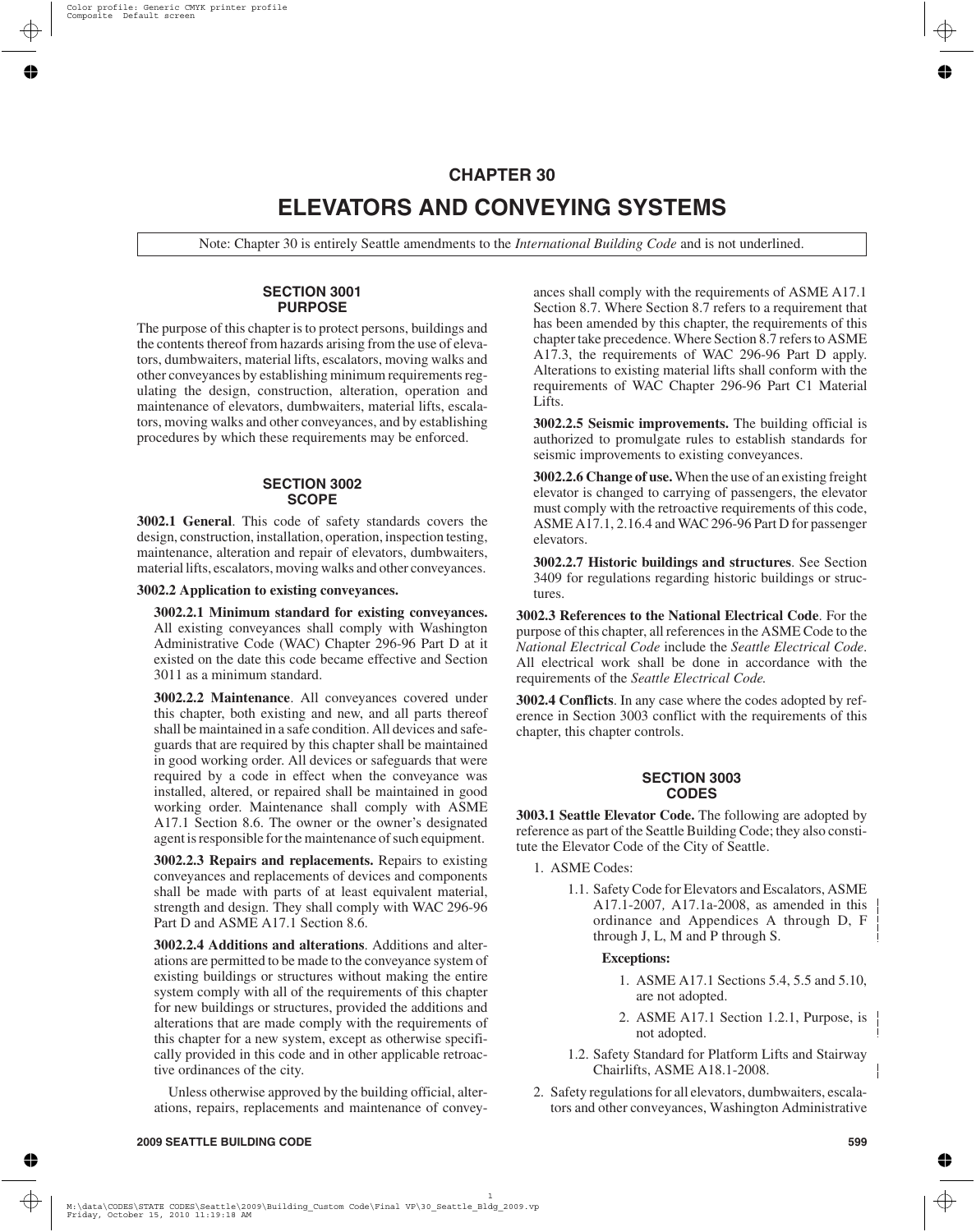# CHAPTER 30

# ELEVATORS AND CONVEYING SYSTEMS

Note: Chapter 30 is entirely Seattle amendments to the *International Building Code* and is not underlined.

## SECTION 3001 PURPOSE

The purpose of this chapter is to protect persons, buildings and the contents thereof from hazards arising from the use of elevators, dumbwaiters, material lifts, escalators, moving walks and other conveyances by establishing minimum requirements regulating the design, construction, alteration, operation and maintenance of elevators, dumbwaiters, material lifts, escalators, moving walks and other conveyances, and by establishing procedures by which these requirements may be enforced.

## SECTION 3002 SCOPE

**3002.1 General**. This code of safety standards covers the design, construction, installation, operation, inspection testing, maintenance, alteration and repair of elevators, dumbwaiters, material lifts, escalators, moving walks and other conveyances.

**3002.2 Application to existing conveyances.**

**3002.2.1 Minimum standard for existing conveyances.** All existing conveyances shall comply with Washington Administrative Code (WAC) Chapter 296-96 Part D at it existed on the date this code became effective and Section 3011 as a minimum standard.

**3002.2.2 Maintenance**. All conveyances covered under this chapter, both existing and new, and all parts thereof shall be maintained in a safe condition. All devices and safeguards that are required by this chapter shall be maintained in good working order. All devices or safeguards that were required by a code in effect when the conveyance was installed, altered, or repaired shall be maintained in good working order. Maintenance shall comply with ASME A17.1 Section 8.6. The owner or the owner's designated agent is responsible for the maintenance of such equipment.

**3002.2.3 Repairs and replacements.** Repairs to existing conveyances and replacements of devices and components shall be made with parts of at least equivalent material, strength and design. They shall comply with WAC 296-96 Part D and ASME A17.1 Section 8.6.

**3002.2.4 Additions and alterations**. Additions and alterations are permitted to be made to the conveyance system of existing buildings or structures without making the entire system comply with all of the requirements of this chapter for new buildings or structures, provided the additions and alterations that are made comply with the requirements of this chapter for a new system, except as otherwise specifically provided in this code and in other applicable retroactive ordinances of the city.

Unless otherwise approved by the building official, alterations, repairs, replacements and maintenance of conveyances shall comply with the requirements of ASME A17.1 Section 8.7. Where Section 8.7 refers to a requirement that has been amended by this chapter, the requirements of this chapter take precedence. Where Section 8.7 refers to ASME A17.3, the requirements of WAC 296-96 Part D apply. Alterations to existing material lifts shall conform with the requirements of WAC Chapter 296-96 Part C1 Material Lifts.

**3002.2.5 Seismic improvements.** The building official is authorized to promulgate rules to establish standards for seismic improvements to existing conveyances.

**3002.2.6 Change of use.** When the use of an existing freight elevator is changed to carrying of passengers, the elevator must comply with the retroactive requirements of this code, ASME A17.1, 2.16.4 and WAC 296-96 Part D for passenger elevators.

**3002.2.7 Historic buildings and structures**. See Section 3409 for regulations regarding historic buildings or structures.

**3002.3 References to the National Electrical Code**. For the purpose of this chapter, all references in the ASME Code to the *National Electrical Code* include the *Seattle Electrical Code*. All electrical work shall be done in accordance with the requirements of the *Seattle Electrical Code.*

**3002.4 Conflicts**. In any case where the codes adopted by reference in Section 3003 conflict with the requirements of this chapter, this chapter controls.

## SECTION 3003 CODES

**3003.1 Seattle Elevator Code.** The following are adopted by reference as part of the Seattle Building Code; they also constitute the Elevator Code of the City of Seattle.

1. ASME Codes:
   - 1.1. Safety Code for Elevators and Escalators, ASME A17.1-2007*,* A17.1a-2008, as amended in this ordinance and Appendices A through D, F through J, L, M and P through S.

     **Exceptions:**

     1. ASME A17.1 Sections 5.4, 5.5 and 5.10, are not adopted.
     2. ASME A17.1 Section 1.2.1, Purpose, is not adopted.
   - 1.2. Safety Standard for Platform Lifts and Stairway Chairlifts, ASME A18.1-2008.
2. Safety regulations for all elevators, dumbwaiters, escalators and other conveyances, Washington Administrative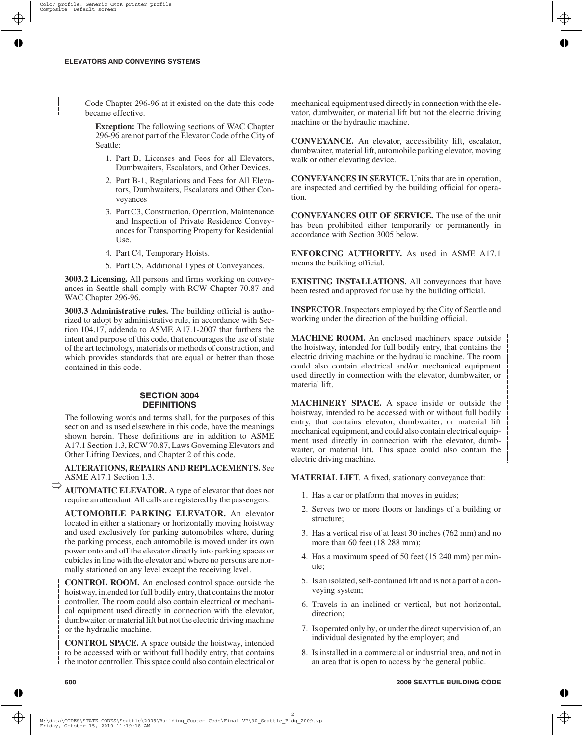Code Chapter 296-96 at it existed on the date this code became effective.

**Exception:** The following sections of WAC Chapter 296-96 are not part of the Elevator Code of the City of Seattle:

1. Part B, Licenses and Fees for all Elevators, Dumbwaiters, Escalators, and Other Devices.
2. Part B-1, Regulations and Fees for All Elevators, Dumbwaiters, Escalators and Other Conveyances
3. Part C3, Construction, Operation, Maintenance and Inspection of Private Residence Conveyances for Transporting Property for Residential Use.
4. Part C4, Temporary Hoists.
5. Part C5, Additional Types of Conveyances.

**3003.2 Licensing.** All persons and firms working on conveyances in Seattle shall comply with RCW Chapter 70.87 and WAC Chapter 296-96.

**3003.3 Administrative rules.** The building official is authorized to adopt by administrative rule, in accordance with Section 104.17, addenda to ASME A17.1-2007 that furthers the intent and purpose of this code, that encourages the use of state of the art technology, materials or methods of construction, and which provides standards that are equal or better than those contained in this code.

## SECTION 3004 DEFINITIONS

The following words and terms shall, for the purposes of this section and as used elsewhere in this code, have the meanings shown herein. These definitions are in addition to ASME A17.1 Section 1.3, RCW 70.87, Laws Governing Elevators and Other Lifting Devices, and Chapter 2 of this code.

**ALTERATIONS, REPAIRS AND REPLACEMENTS.** See ASME A17.1 Section 1.3.

**AUTOMATIC ELEVATOR.** A type of elevator that does not require an attendant. All calls are registered by the passengers.

**AUTOMOBILE PARKING ELEVATOR.** An elevator located in either a stationary or horizontally moving hoistway and used exclusively for parking automobiles where, during the parking process, each automobile is moved under its own power onto and off the elevator directly into parking spaces or cubicles in line with the elevator and where no persons are normally stationed on any level except the receiving level.

**CONTROL ROOM.** An enclosed control space outside the hoistway, intended for full bodily entry, that contains the motor controller. The room could also contain electrical or mechanical equipment used directly in connection with the elevator, dumbwaiter, or material lift but not the electric driving machine or the hydraulic machine.

**CONTROL SPACE.** A space outside the hoistway, intended to be accessed with or without full bodily entry, that contains the motor controller. This space could also contain electrical or mechanical equipment used directly in connection with the elevator, dumbwaiter, or material lift but not the electric driving machine or the hydraulic machine.

**CONVEYANCE.** An elevator, accessibility lift, escalator, dumbwaiter, material lift, automobile parking elevator, moving walk or other elevating device.

**CONVEYANCES IN SERVICE.** Units that are in operation, are inspected and certified by the building official for operation.

**CONVEYANCES OUT OF SERVICE.** The use of the unit has been prohibited either temporarily or permanently in accordance with Section 3005 below.

**ENFORCING AUTHORITY.** As used in ASME A17.1 means the building official.

**EXISTING INSTALLATIONS.** All conveyances that have been tested and approved for use by the building official.

**INSPECTOR**. Inspectors employed by the City of Seattle and working under the direction of the building official.

**MACHINE ROOM.** An enclosed machinery space outside the hoistway, intended for full bodily entry, that contains the electric driving machine or the hydraulic machine. The room could also contain electrical and/or mechanical equipment used directly in connection with the elevator, dumbwaiter, or material lift.

**MACHINERY SPACE.** A space inside or outside the hoistway, intended to be accessed with or without full bodily entry, that contains elevator, dumbwaiter, or material lift mechanical equipment, and could also contain electrical equipment used directly in connection with the elevator, dumbwaiter, or material lift. This space could also contain the electric driving machine.

**MATERIAL LIFT**. A fixed, stationary conveyance that:

1. Has a car or platform that moves in guides;
2. Serves two or more floors or landings of a building or structure;
3. Has a vertical rise of at least 30 inches (762 mm) and no more than 60 feet (18 288 mm);
4. Has a maximum speed of 50 feet (15 240 mm) per minute;
5. Is an isolated, self-contained lift and is not a part of a conveying system;
6. Travels in an inclined or vertical, but not horizontal, direction;
7. Is operated only by, or under the direct supervision of, an individual designated by the employer; and
8. Is installed in a commercial or industrial area, and not in an area that is open to access by the general public.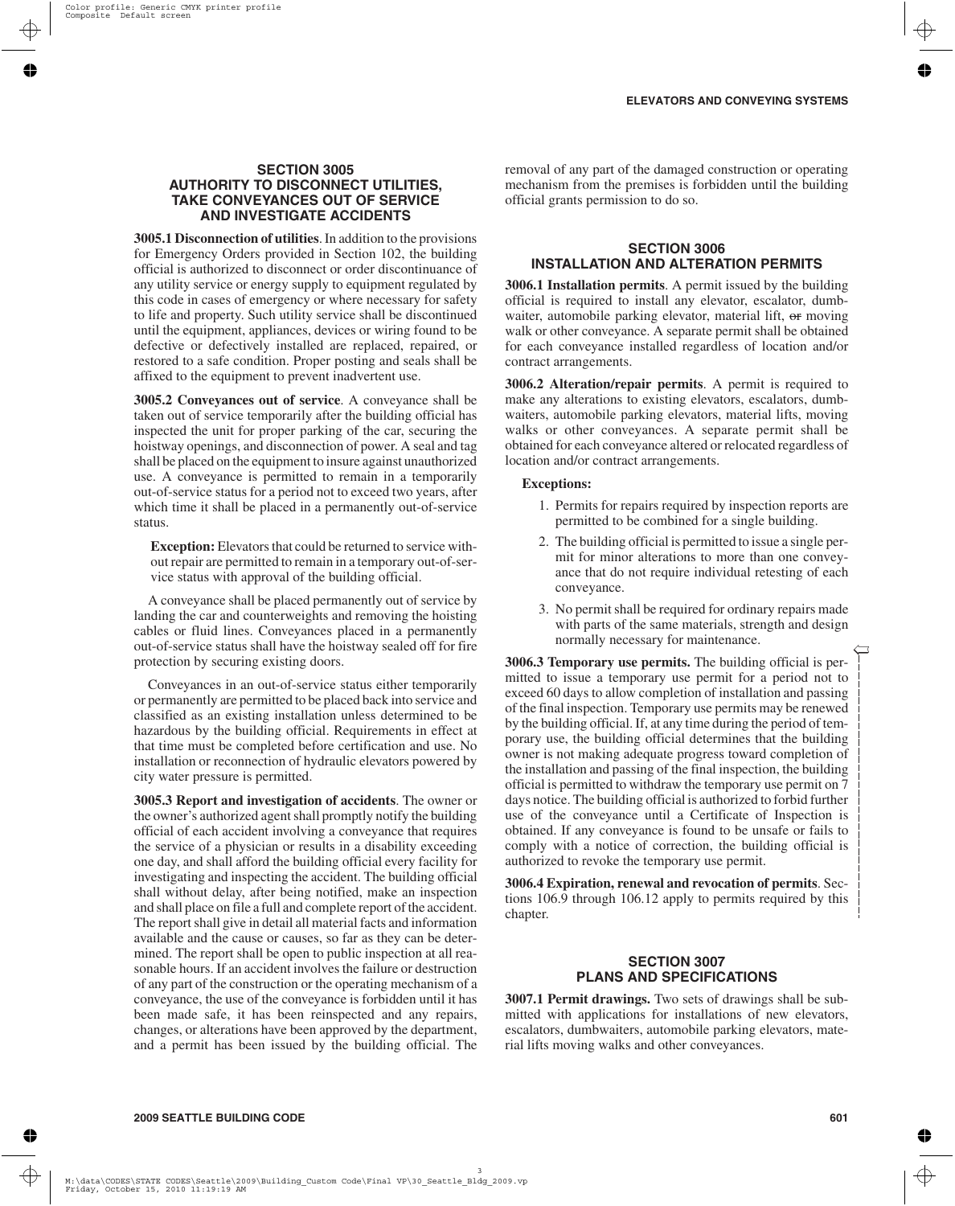## SECTION 3005
## AUTHORITY TO DISCONNECT UTILITIES, TAKE CONVEYANCES OUT OF SERVICE AND INVESTIGATE ACCIDENTS

**3005.1 Disconnection of utilities**. In addition to the provisions for Emergency Orders provided in Section 102, the building official is authorized to disconnect or order discontinuance of any utility service or energy supply to equipment regulated by this code in cases of emergency or where necessary for safety to life and property. Such utility service shall be discontinued until the equipment, appliances, devices or wiring found to be defective or defectively installed are replaced, repaired, or restored to a safe condition. Proper posting and seals shall be affixed to the equipment to prevent inadvertent use.

**3005.2 Conveyances out of service**. A conveyance shall be taken out of service temporarily after the building official has inspected the unit for proper parking of the car, securing the hoistway openings, and disconnection of power. A seal and tag shall be placed on the equipment to insure against unauthorized use. A conveyance is permitted to remain in a temporarily out-of-service status for a period not to exceed two years, after which time it shall be placed in a permanently out-of-service status.

**Exception:** Elevators that could be returned to service without repair are permitted to remain in a temporary out-of-service status with approval of the building official.

A conveyance shall be placed permanently out of service by landing the car and counterweights and removing the hoisting cables or fluid lines. Conveyances placed in a permanently out-of-service status shall have the hoistway sealed off for fire protection by securing existing doors.

Conveyances in an out-of-service status either temporarily or permanently are permitted to be placed back into service and classified as an existing installation unless determined to be hazardous by the building official. Requirements in effect at that time must be completed before certification and use. No installation or reconnection of hydraulic elevators powered by city water pressure is permitted.

**3005.3 Report and investigation of accidents**. The owner or the owner's authorized agent shall promptly notify the building official of each accident involving a conveyance that requires the service of a physician or results in a disability exceeding one day, and shall afford the building official every facility for investigating and inspecting the accident. The building official shall without delay, after being notified, make an inspection and shall place on file a full and complete report of the accident. The report shall give in detail all material facts and information available and the cause or causes, so far as they can be determined. The report shall be open to public inspection at all reasonable hours. If an accident involves the failure or destruction of any part of the construction or the operating mechanism of a conveyance, the use of the conveyance is forbidden until it has been made safe, it has been reinspected and any repairs, changes, or alterations have been approved by the department, and a permit has been issued by the building official. The removal of any part of the damaged construction or operating mechanism from the premises is forbidden until the building official grants permission to do so.

## SECTION 3006
## INSTALLATION AND ALTERATION PERMITS

**3006.1 Installation permits**. A permit issued by the building official is required to install any elevator, escalator, dumbwaiter, automobile parking elevator, material lift, ~~or~~ moving walk or other conveyance. A separate permit shall be obtained for each conveyance installed regardless of location and/or contract arrangements.

**3006.2 Alteration/repair permits**. A permit is required to make any alterations to existing elevators, escalators, dumbwaiters, automobile parking elevators, material lifts, moving walks or other conveyances. A separate permit shall be obtained for each conveyance altered or relocated regardless of location and/or contract arrangements.

**Exceptions:**

1. Permits for repairs required by inspection reports are permitted to be combined for a single building.
2. The building official is permitted to issue a single permit for minor alterations to more than one conveyance that do not require individual retesting of each conveyance.
3. No permit shall be required for ordinary repairs made with parts of the same materials, strength and design normally necessary for maintenance.

**3006.3 Temporary use permits.** The building official is permitted to issue a temporary use permit for a period not to exceed 60 days to allow completion of installation and passing of the final inspection. Temporary use permits may be renewed by the building official. If, at any time during the period of temporary use, the building official determines that the building owner is not making adequate progress toward completion of the installation and passing of the final inspection, the building official is permitted to withdraw the temporary use permit on 7 days notice. The building official is authorized to forbid further use of the conveyance until a Certificate of Inspection is obtained. If any conveyance is found to be unsafe or fails to comply with a notice of correction, the building official is authorized to revoke the temporary use permit.

**3006.4 Expiration, renewal and revocation of permits**. Sections 106.9 through 106.12 apply to permits required by this chapter.

## SECTION 3007
## PLANS AND SPECIFICATIONS

**3007.1 Permit drawings.** Two sets of drawings shall be submitted with applications for installations of new elevators, escalators, dumbwaiters, automobile parking elevators, material lifts moving walks and other conveyances.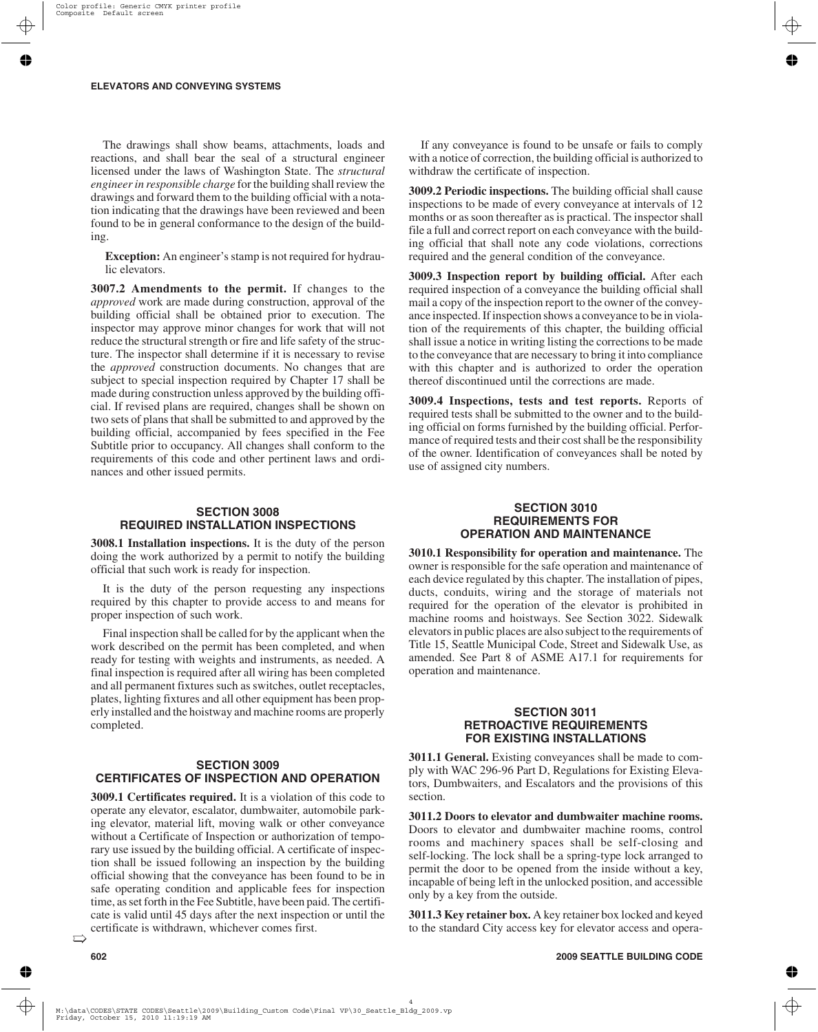The drawings shall show beams, attachments, loads and reactions, and shall bear the seal of a structural engineer licensed under the laws of Washington State. The *structural engineer in responsible charge* for the building shall review the drawings and forward them to the building official with a notation indicating that the drawings have been reviewed and been found to be in general conformance to the design of the building.

**Exception:** An engineer's stamp is not required for hydraulic elevators.

**3007.2 Amendments to the permit.** If changes to the *approved* work are made during construction, approval of the building official shall be obtained prior to execution. The inspector may approve minor changes for work that will not reduce the structural strength or fire and life safety of the structure. The inspector shall determine if it is necessary to revise the *approved* construction documents. No changes that are subject to special inspection required by Chapter 17 shall be made during construction unless approved by the building official. If revised plans are required, changes shall be shown on two sets of plans that shall be submitted to and approved by the building official, accompanied by fees specified in the Fee Subtitle prior to occupancy. All changes shall conform to the requirements of this code and other pertinent laws and ordinances and other issued permits.

## SECTION 3008 REQUIRED INSTALLATION INSPECTIONS

**3008.1 Installation inspections.** It is the duty of the person doing the work authorized by a permit to notify the building official that such work is ready for inspection.

It is the duty of the person requesting any inspections required by this chapter to provide access to and means for proper inspection of such work.

Final inspection shall be called for by the applicant when the work described on the permit has been completed, and when ready for testing with weights and instruments, as needed. A final inspection is required after all wiring has been completed and all permanent fixtures such as switches, outlet receptacles, plates, lighting fixtures and all other equipment has been properly installed and the hoistway and machine rooms are properly completed.

## SECTION 3009 CERTIFICATES OF INSPECTION AND OPERATION

**3009.1 Certificates required.** It is a violation of this code to operate any elevator, escalator, dumbwaiter, automobile parking elevator, material lift, moving walk or other conveyance without a Certificate of Inspection or authorization of temporary use issued by the building official. A certificate of inspection shall be issued following an inspection by the building official showing that the conveyance has been found to be in safe operating condition and applicable fees for inspection time, as set forth in the Fee Subtitle, have been paid. The certificate is valid until 45 days after the next inspection or until the certificate is withdrawn, whichever comes first.

If any conveyance is found to be unsafe or fails to comply with a notice of correction, the building official is authorized to withdraw the certificate of inspection.

**3009.2 Periodic inspections.** The building official shall cause inspections to be made of every conveyance at intervals of 12 months or as soon thereafter as is practical. The inspector shall file a full and correct report on each conveyance with the building official that shall note any code violations, corrections required and the general condition of the conveyance.

**3009.3 Inspection report by building official.** After each required inspection of a conveyance the building official shall mail a copy of the inspection report to the owner of the conveyance inspected. If inspection shows a conveyance to be in violation of the requirements of this chapter, the building official shall issue a notice in writing listing the corrections to be made to the conveyance that are necessary to bring it into compliance with this chapter and is authorized to order the operation thereof discontinued until the corrections are made.

**3009.4 Inspections, tests and test reports.** Reports of required tests shall be submitted to the owner and to the building official on forms furnished by the building official. Performance of required tests and their cost shall be the responsibility of the owner. Identification of conveyances shall be noted by use of assigned city numbers.

## SECTION 3010 REQUIREMENTS FOR OPERATION AND MAINTENANCE

**3010.1 Responsibility for operation and maintenance.** The owner is responsible for the safe operation and maintenance of each device regulated by this chapter. The installation of pipes, ducts, conduits, wiring and the storage of materials not required for the operation of the elevator is prohibited in machine rooms and hoistways. See Section 3022. Sidewalk elevators in public places are also subject to the requirements of Title 15, Seattle Municipal Code, Street and Sidewalk Use, as amended. See Part 8 of ASME A17.1 for requirements for operation and maintenance.

## SECTION 3011 RETROACTIVE REQUIREMENTS FOR EXISTING INSTALLATIONS

**3011.1 General.** Existing conveyances shall be made to comply with WAC 296-96 Part D, Regulations for Existing Elevators, Dumbwaiters, and Escalators and the provisions of this section.

**3011.2 Doors to elevator and dumbwaiter machine rooms.** Doors to elevator and dumbwaiter machine rooms, control rooms and machinery spaces shall be self-closing and self-locking. The lock shall be a spring-type lock arranged to permit the door to be opened from the inside without a key, incapable of being left in the unlocked position, and accessible only by a key from the outside.

**3011.3 Key retainer box.** A key retainer box locked and keyed to the standard City access key for elevator access and opera-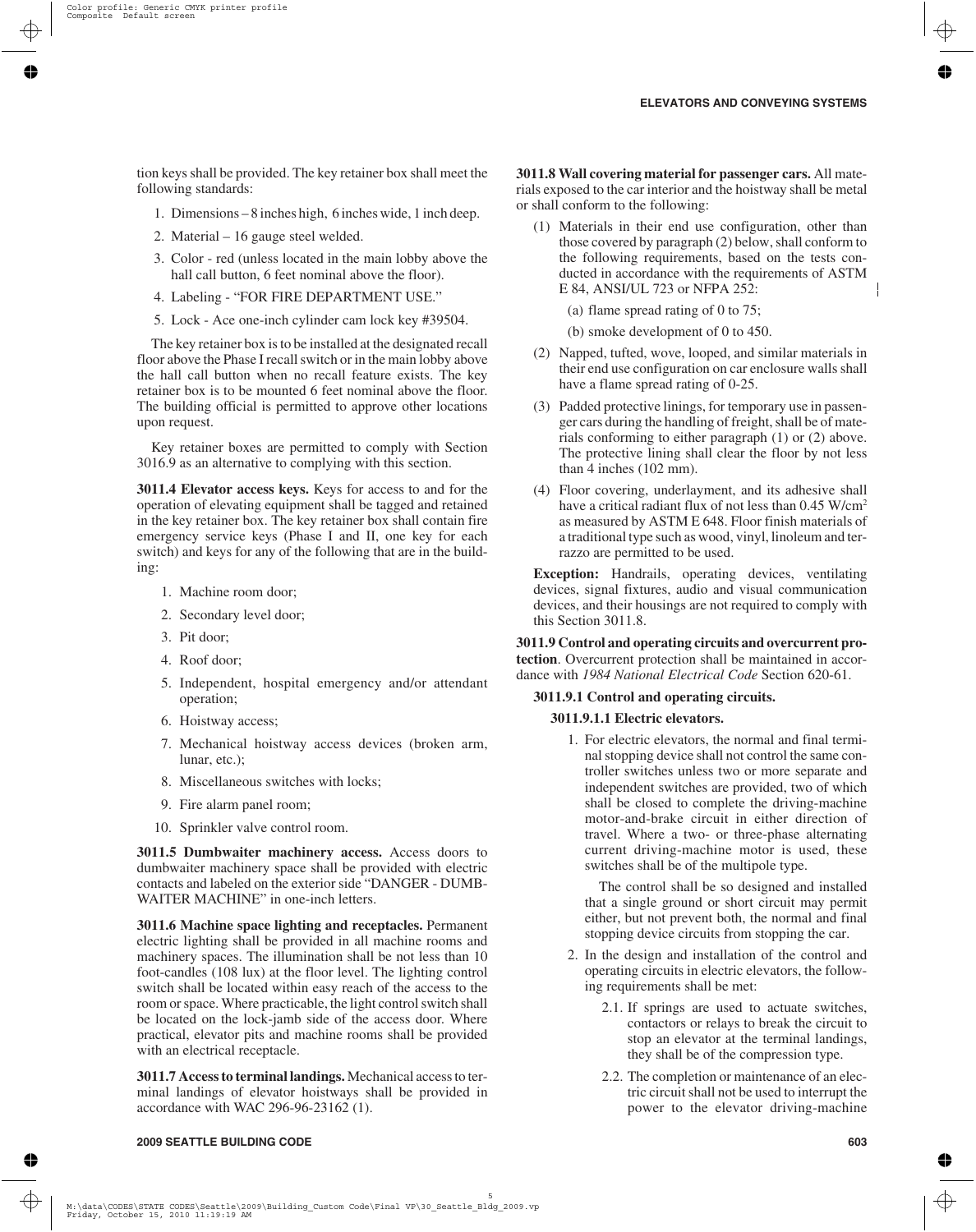tion keys shall be provided. The key retainer box shall meet the following standards:

1. Dimensions – 8 inches high, 6 inches wide, 1 inch deep.
2. Material – 16 gauge steel welded.
3. Color - red (unless located in the main lobby above the hall call button, 6 feet nominal above the floor).
4. Labeling - "FOR FIRE DEPARTMENT USE."
5. Lock - Ace one-inch cylinder cam lock key #39504.

The key retainer box is to be installed at the designated recall floor above the Phase I recall switch or in the main lobby above the hall call button when no recall feature exists. The key retainer box is to be mounted 6 feet nominal above the floor. The building official is permitted to approve other locations upon request.

Key retainer boxes are permitted to comply with Section 3016.9 as an alternative to complying with this section.

**3011.4 Elevator access keys.** Keys for access to and for the operation of elevating equipment shall be tagged and retained in the key retainer box. The key retainer box shall contain fire emergency service keys (Phase I and II, one key for each switch) and keys for any of the following that are in the building:

1. Machine room door;
2. Secondary level door;
3. Pit door;
4. Roof door;
5. Independent, hospital emergency and/or attendant operation;
6. Hoistway access;
7. Mechanical hoistway access devices (broken arm, lunar, etc.);
8. Miscellaneous switches with locks;
9. Fire alarm panel room;
10. Sprinkler valve control room.

**3011.5 Dumbwaiter machinery access.** Access doors to dumbwaiter machinery space shall be provided with electric contacts and labeled on the exterior side "DANGER - DUMBWAITER MACHINE" in one-inch letters.

**3011.6 Machine space lighting and receptacles.** Permanent electric lighting shall be provided in all machine rooms and machinery spaces. The illumination shall be not less than 10 foot-candles (108 lux) at the floor level. The lighting control switch shall be located within easy reach of the access to the room or space. Where practicable, the light control switch shall be located on the lock-jamb side of the access door. Where practical, elevator pits and machine rooms shall be provided with an electrical receptacle.

**3011.7 Access to terminal landings.** Mechanical access to terminal landings of elevator hoistways shall be provided in accordance with WAC 296-96-23162 (1).

**3011.8 Wall covering material for passenger cars.** All materials exposed to the car interior and the hoistway shall be metal or shall conform to the following:

(1) Materials in their end use configuration, other than those covered by paragraph (2) below, shall conform to the following requirements, based on the tests conducted in accordance with the requirements of ASTM E 84, ANSI/UL 723 or NFPA 252:

  (a) flame spread rating of 0 to 75;

  (b) smoke development of 0 to 450.

(2) Napped, tufted, wove, looped, and similar materials in their end use configuration on car enclosure walls shall have a flame spread rating of 0-25.

(3) Padded protective linings, for temporary use in passenger cars during the handling of freight, shall be of materials conforming to either paragraph (1) or (2) above. The protective lining shall clear the floor by not less than 4 inches (102 mm).

(4) Floor covering, underlayment, and its adhesive shall have a critical radiant flux of not less than 0.45 W/cm$^2$ as measured by ASTM E 648. Floor finish materials of a traditional type such as wood, vinyl, linoleum and terrazzo are permitted to be used.

**Exception:** Handrails, operating devices, ventilating devices, signal fixtures, audio and visual communication devices, and their housings are not required to comply with this Section 3011.8.

**3011.9 Control and operating circuits and overcurrent protection**. Overcurrent protection shall be maintained in accordance with *1984 National Electrical Code* Section 620-61.

**3011.9.1 Control and operating circuits.**

**3011.9.1.1 Electric elevators.**

1. For electric elevators, the normal and final terminal stopping device shall not control the same controller switches unless two or more separate and independent switches are provided, two of which shall be closed to complete the driving-machine motor-and-brake circuit in either direction of travel. Where a two- or three-phase alternating current driving-machine motor is used, these switches shall be of the multipole type.

   The control shall be so designed and installed that a single ground or short circuit may permit either, but not prevent both, the normal and final stopping device circuits from stopping the car.

2. In the design and installation of the control and operating circuits in electric elevators, the following requirements shall be met:

   2.1. If springs are used to actuate switches, contactors or relays to break the circuit to stop an elevator at the terminal landings, they shall be of the compression type.

   2.2. The completion or maintenance of an electric circuit shall not be used to interrupt the power to the elevator driving-machine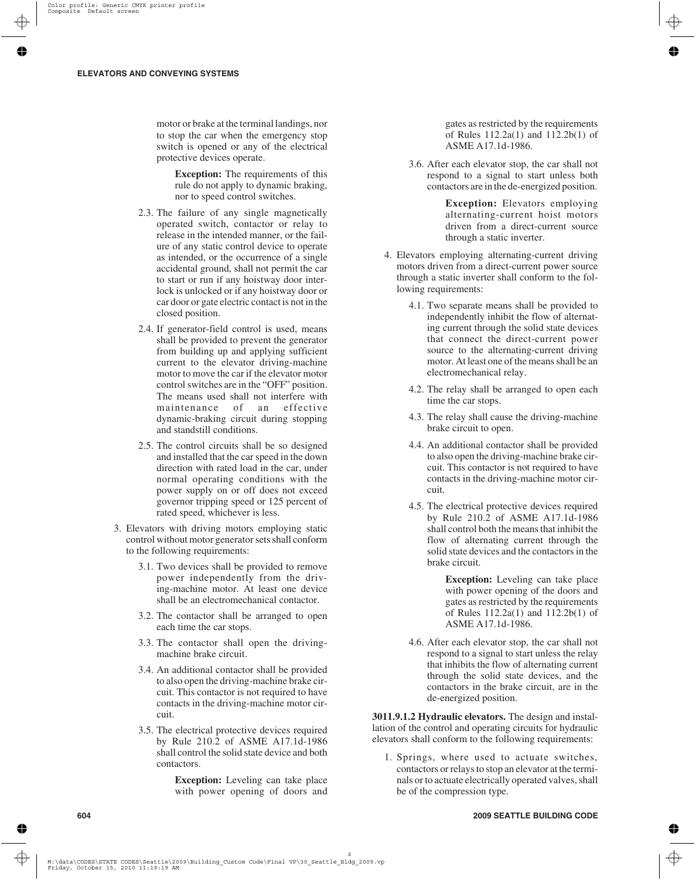motor or brake at the terminal landings, nor to stop the car when the emergency stop switch is opened or any of the electrical protective devices operate.

**Exception:** The requirements of this rule do not apply to dynamic braking, nor to speed control switches.

2.3. The failure of any single magnetically operated switch, contactor or relay to release in the intended manner, or the failure of any static control device to operate as intended, or the occurrence of a single accidental ground, shall not permit the car to start or run if any hoistway door interlock is unlocked or if any hoistway door or car door or gate electric contact is not in the closed position.

2.4. If generator-field control is used, means shall be provided to prevent the generator from building up and applying sufficient current to the elevator driving-machine motor to move the car if the elevator motor control switches are in the "OFF" position. The means used shall not interfere with maintenance of an effective dynamic-braking circuit during stopping and standstill conditions.

2.5. The control circuits shall be so designed and installed that the car speed in the down direction with rated load in the car, under normal operating conditions with the power supply on or off does not exceed governor tripping speed or 125 percent of rated speed, whichever is less.

3. Elevators with driving motors employing static control without motor generator sets shall conform to the following requirements:

3.1. Two devices shall be provided to remove power independently from the driving-machine motor. At least one device shall be an electromechanical contactor.

3.2. The contactor shall be arranged to open each time the car stops.

3.3. The contactor shall open the driving-machine brake circuit.

3.4. An additional contactor shall be provided to also open the driving-machine brake circuit. This contactor is not required to have contacts in the driving-machine motor circuit.

3.5. The electrical protective devices required by Rule 210.2 of ASME A17.1d-1986 shall control the solid state device and both contactors.

**Exception:** Leveling can take place with power opening of doors and gates as restricted by the requirements of Rules 112.2a(1) and 112.2b(1) of ASME A17.1d-1986.

3.6. After each elevator stop, the car shall not respond to a signal to start unless both contactors are in the de-energized position.

**Exception:** Elevators employing alternating-current hoist motors driven from a direct-current source through a static inverter.

4. Elevators employing alternating-current driving motors driven from a direct-current power source through a static inverter shall conform to the following requirements:

4.1. Two separate means shall be provided to independently inhibit the flow of alternating current through the solid state devices that connect the direct-current power source to the alternating-current driving motor. At least one of the means shall be an electromechanical relay.

4.2. The relay shall be arranged to open each time the car stops.

4.3. The relay shall cause the driving-machine brake circuit to open.

4.4. An additional contactor shall be provided to also open the driving-machine brake circuit. This contactor is not required to have contacts in the driving-machine motor circuit.

4.5. The electrical protective devices required by Rule 210.2 of ASME A17.1d-1986 shall control both the means that inhibit the flow of alternating current through the solid state devices and the contactors in the brake circuit.

**Exception:** Leveling can take place with power opening of the doors and gates as restricted by the requirements of Rules 112.2a(1) and 112.2b(1) of ASME A17.1d-1986.

4.6. After each elevator stop, the car shall not respond to a signal to start unless the relay that inhibits the flow of alternating current through the solid state devices, and the contactors in the brake circuit, are in the de-energized position.

**3011.9.1.2 Hydraulic elevators.** The design and installation of the control and operating circuits for hydraulic elevators shall conform to the following requirements:

1. Springs, where used to actuate switches, contactors or relays to stop an elevator at the terminals or to actuate electrically operated valves, shall be of the compression type.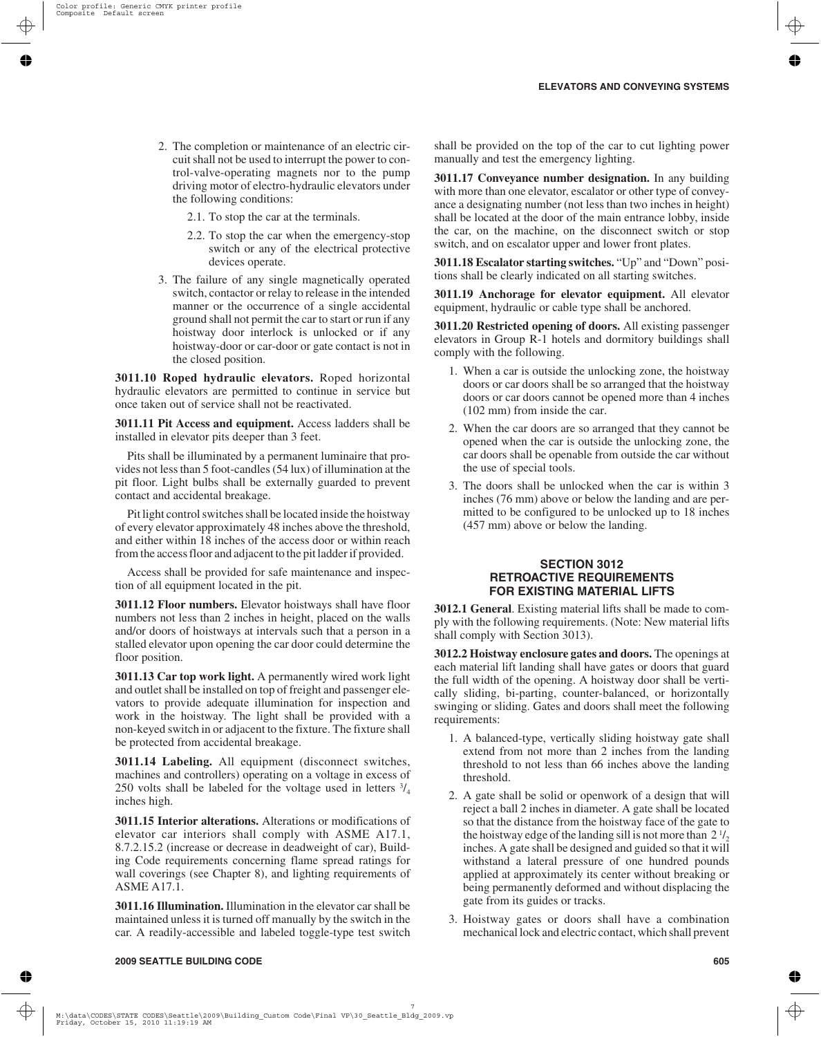2. The completion or maintenance of an electric circuit shall not be used to interrupt the power to control-valve-operating magnets nor to the pump driving motor of electro-hydraulic elevators under the following conditions:

   2.1. To stop the car at the terminals.

   2.2. To stop the car when the emergency-stop switch or any of the electrical protective devices operate.

3. The failure of any single magnetically operated switch, contactor or relay to release in the intended manner or the occurrence of a single accidental ground shall not permit the car to start or run if any hoistway door interlock is unlocked or if any hoistway-door or car-door or gate contact is not in the closed position.

**3011.10 Roped hydraulic elevators.** Roped horizontal hydraulic elevators are permitted to continue in service but once taken out of service shall not be reactivated.

**3011.11 Pit Access and equipment.** Access ladders shall be installed in elevator pits deeper than 3 feet.

Pits shall be illuminated by a permanent luminaire that provides not less than 5 foot-candles (54 lux) of illumination at the pit floor. Light bulbs shall be externally guarded to prevent contact and accidental breakage.

Pit light control switches shall be located inside the hoistway of every elevator approximately 48 inches above the threshold, and either within 18 inches of the access door or within reach from the access floor and adjacent to the pit ladder if provided.

Access shall be provided for safe maintenance and inspection of all equipment located in the pit.

**3011.12 Floor numbers.** Elevator hoistways shall have floor numbers not less than 2 inches in height, placed on the walls and/or doors of hoistways at intervals such that a person in a stalled elevator upon opening the car door could determine the floor position.

**3011.13 Car top work light.** A permanently wired work light and outlet shall be installed on top of freight and passenger elevators to provide adequate illumination for inspection and work in the hoistway. The light shall be provided with a non-keyed switch in or adjacent to the fixture. The fixture shall be protected from accidental breakage.

**3011.14 Labeling.** All equipment (disconnect switches, machines and controllers) operating on a voltage in excess of 250 volts shall be labeled for the voltage used in letters $^3/_4$ inches high.

**3011.15 Interior alterations.** Alterations or modifications of elevator car interiors shall comply with ASME A17.1, 8.7.2.15.2 (increase or decrease in deadweight of car), Building Code requirements concerning flame spread ratings for wall coverings (see Chapter 8), and lighting requirements of ASME A17.1.

**3011.16 Illumination.** Illumination in the elevator car shall be maintained unless it is turned off manually by the switch in the car. A readily-accessible and labeled toggle-type test switch shall be provided on the top of the car to cut lighting power manually and test the emergency lighting.

**3011.17 Conveyance number designation.** In any building with more than one elevator, escalator or other type of conveyance a designating number (not less than two inches in height) shall be located at the door of the main entrance lobby, inside the car, on the machine, on the disconnect switch or stop switch, and on escalator upper and lower front plates.

**3011.18 Escalator starting switches.** "Up" and "Down" positions shall be clearly indicated on all starting switches.

**3011.19 Anchorage for elevator equipment.** All elevator equipment, hydraulic or cable type shall be anchored.

**3011.20 Restricted opening of doors.** All existing passenger elevators in Group R-1 hotels and dormitory buildings shall comply with the following.

1. When a car is outside the unlocking zone, the hoistway doors or car doors shall be so arranged that the hoistway doors or car doors cannot be opened more than 4 inches (102 mm) from inside the car.
2. When the car doors are so arranged that they cannot be opened when the car is outside the unlocking zone, the car doors shall be openable from outside the car without the use of special tools.
3. The doors shall be unlocked when the car is within 3 inches (76 mm) above or below the landing and are permitted to be configured to be unlocked up to 18 inches (457 mm) above or below the landing.

## SECTION 3012
## RETROACTIVE REQUIREMENTS FOR EXISTING MATERIAL LIFTS

**3012.1 General**. Existing material lifts shall be made to comply with the following requirements. (Note: New material lifts shall comply with Section 3013).

**3012.2 Hoistway enclosure gates and doors.** The openings at each material lift landing shall have gates or doors that guard the full width of the opening. A hoistway door shall be vertically sliding, bi-parting, counter-balanced, or horizontally swinging or sliding. Gates and doors shall meet the following requirements:

1. A balanced-type, vertically sliding hoistway gate shall extend from not more than 2 inches from the landing threshold to not less than 66 inches above the landing threshold.
2. A gate shall be solid or openwork of a design that will reject a ball 2 inches in diameter. A gate shall be located so that the distance from the hoistway face of the gate to the hoistway edge of the landing sill is not more than $2^1/_2$ inches. A gate shall be designed and guided so that it will withstand a lateral pressure of one hundred pounds applied at approximately its center without breaking or being permanently deformed and without displacing the gate from its guides or tracks.
3. Hoistway gates or doors shall have a combination mechanical lock and electric contact, which shall prevent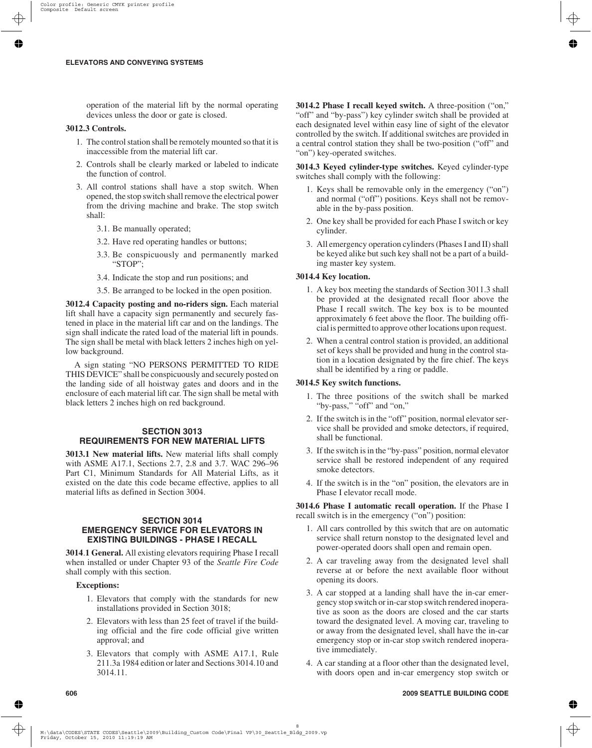operation of the material lift by the normal operating devices unless the door or gate is closed.

**3012.3 Controls.**

1. The control station shall be remotely mounted so that it is inaccessible from the material lift car.
2. Controls shall be clearly marked or labeled to indicate the function of control.
3. All control stations shall have a stop switch. When opened, the stop switch shall remove the electrical power from the driving machine and brake. The stop switch shall:
    - 3.1. Be manually operated;
    - 3.2. Have red operating handles or buttons;
    - 3.3. Be conspicuously and permanently marked "STOP";
    - 3.4. Indicate the stop and run positions; and
    - 3.5. Be arranged to be locked in the open position.

**3012.4 Capacity posting and no-riders sign.** Each material lift shall have a capacity sign permanently and securely fastened in place in the material lift car and on the landings. The sign shall indicate the rated load of the material lift in pounds. The sign shall be metal with black letters 2 inches high on yellow background.

A sign stating "NO PERSONS PERMITTED TO RIDE THIS DEVICE" shall be conspicuously and securely posted on the landing side of all hoistway gates and doors and in the enclosure of each material lift car. The sign shall be metal with black letters 2 inches high on red background.

## SECTION 3013 REQUIREMENTS FOR NEW MATERIAL LIFTS

**3013.1 New material lifts.** New material lifts shall comply with ASME A17.1, Sections 2.7, 2.8 and 3.7. WAC 296–96 Part C1, Minimum Standards for All Material Lifts, as it existed on the date this code became effective, applies to all material lifts as defined in Section 3004.

## SECTION 3014 EMERGENCY SERVICE FOR ELEVATORS IN EXISTING BUILDINGS - PHASE I RECALL

**3014.1 General.** All existing elevators requiring Phase I recall when installed or under Chapter 93 of the *Seattle Fire Code* shall comply with this section.

**Exceptions:**

1. Elevators that comply with the standards for new installations provided in Section 3018;
2. Elevators with less than 25 feet of travel if the building official and the fire code official give written approval; and
3. Elevators that comply with ASME A17.1, Rule 211.3a 1984 edition or later and Sections 3014.10 and 3014.11.

**3014.2 Phase I recall keyed switch.** A three-position ("on," "off" and "by-pass") key cylinder switch shall be provided at each designated level within easy line of sight of the elevator controlled by the switch. If additional switches are provided in a central control station they shall be two-position ("off" and "on") key-operated switches.

**3014.3 Keyed cylinder-type switches.** Keyed cylinder-type switches shall comply with the following:

1. Keys shall be removable only in the emergency ("on") and normal ("off") positions. Keys shall not be removable in the by-pass position.
2. One key shall be provided for each Phase I switch or key cylinder.
3. All emergency operation cylinders (Phases I and II) shall be keyed alike but such key shall not be a part of a building master key system.

**3014.4 Key location.**

1. A key box meeting the standards of Section 3011.3 shall be provided at the designated recall floor above the Phase I recall switch. The key box is to be mounted approximately 6 feet above the floor. The building official is permitted to approve other locations upon request.
2. When a central control station is provided, an additional set of keys shall be provided and hung in the control station in a location designated by the fire chief. The keys shall be identified by a ring or paddle.

**3014.5 Key switch functions.**

1. The three positions of the switch shall be marked "by-pass," "off" and "on,"
2. If the switch is in the "off" position, normal elevator service shall be provided and smoke detectors, if required, shall be functional.
3. If the switch is in the "by-pass" position, normal elevator service shall be restored independent of any required smoke detectors.
4. If the switch is in the "on" position, the elevators are in Phase I elevator recall mode.

**3014.6 Phase I automatic recall operation.** If the Phase I recall switch is in the emergency ("on") position:

1. All cars controlled by this switch that are on automatic service shall return nonstop to the designated level and power-operated doors shall open and remain open.
2. A car traveling away from the designated level shall reverse at or before the next available floor without opening its doors.
3. A car stopped at a landing shall have the in-car emergency stop switch or in-car stop switch rendered inoperative as soon as the doors are closed and the car starts toward the designated level. A moving car, traveling to or away from the designated level, shall have the in-car emergency stop or in-car stop switch rendered inoperative immediately.
4. A car standing at a floor other than the designated level, with doors open and in-car emergency stop switch or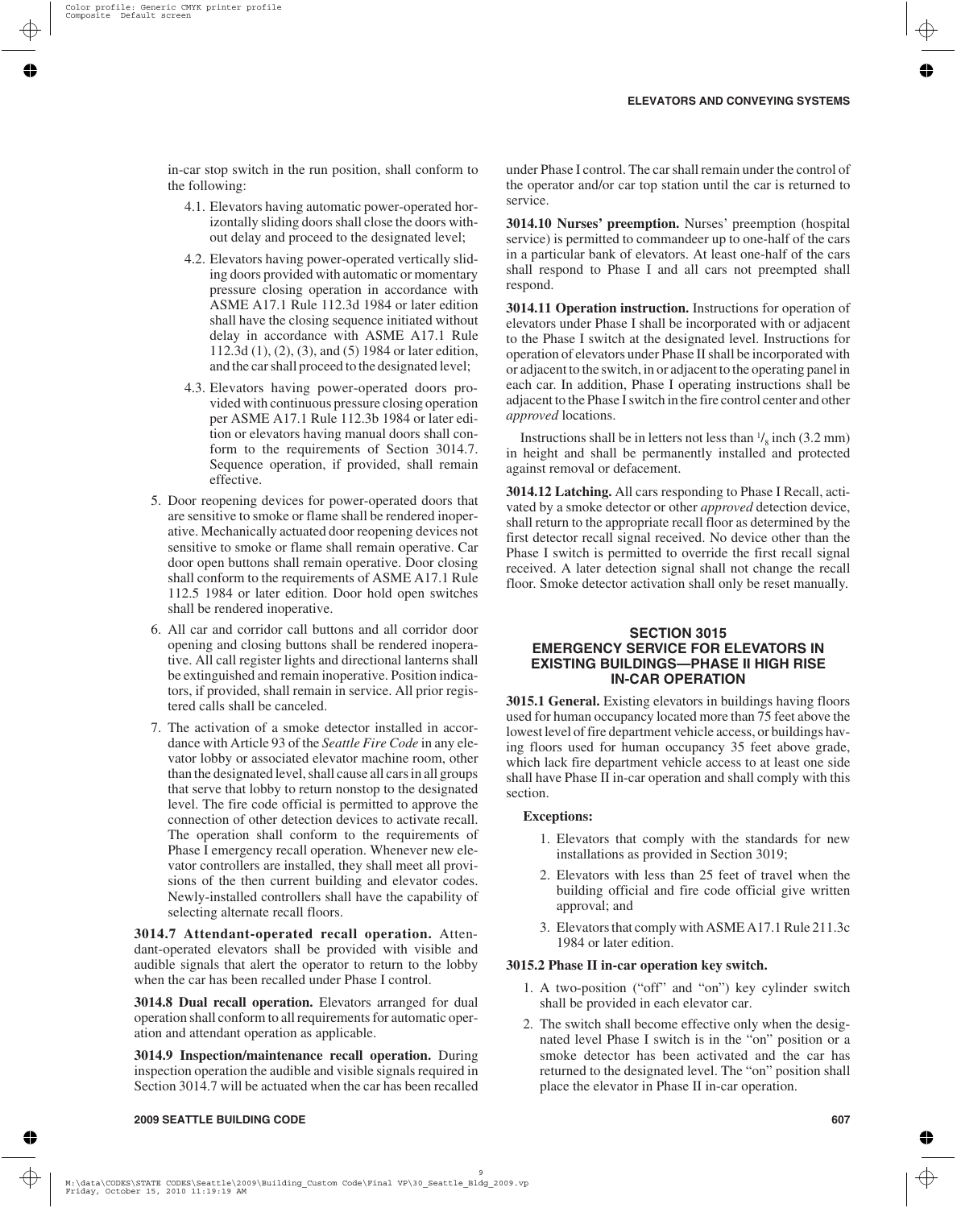in-car stop switch in the run position, shall conform to the following:

4.1. Elevators having automatic power-operated horizontally sliding doors shall close the doors without delay and proceed to the designated level;

4.2. Elevators having power-operated vertically sliding doors provided with automatic or momentary pressure closing operation in accordance with ASME A17.1 Rule 112.3d 1984 or later edition shall have the closing sequence initiated without delay in accordance with ASME A17.1 Rule 112.3d (1), (2), (3), and (5) 1984 or later edition, and the car shall proceed to the designated level;

4.3. Elevators having power-operated doors provided with continuous pressure closing operation per ASME A17.1 Rule 112.3b 1984 or later edition or elevators having manual doors shall conform to the requirements of Section 3014.7. Sequence operation, if provided, shall remain effective.

5. Door reopening devices for power-operated doors that are sensitive to smoke or flame shall be rendered inoperative. Mechanically actuated door reopening devices not sensitive to smoke or flame shall remain operative. Car door open buttons shall remain operative. Door closing shall conform to the requirements of ASME A17.1 Rule 112.5 1984 or later edition. Door hold open switches shall be rendered inoperative.

6. All car and corridor call buttons and all corridor door opening and closing buttons shall be rendered inoperative. All call register lights and directional lanterns shall be extinguished and remain inoperative. Position indicators, if provided, shall remain in service. All prior registered calls shall be canceled.

7. The activation of a smoke detector installed in accordance with Article 93 of the *Seattle Fire Code* in any elevator lobby or associated elevator machine room, other than the designated level, shall cause all cars in all groups that serve that lobby to return nonstop to the designated level. The fire code official is permitted to approve the connection of other detection devices to activate recall. The operation shall conform to the requirements of Phase I emergency recall operation. Whenever new elevator controllers are installed, they shall meet all provisions of the then current building and elevator codes. Newly-installed controllers shall have the capability of selecting alternate recall floors.

**3014.7 Attendant-operated recall operation.** Attendant-operated elevators shall be provided with visible and audible signals that alert the operator to return to the lobby when the car has been recalled under Phase I control.

**3014.8 Dual recall operation.** Elevators arranged for dual operation shall conform to all requirements for automatic operation and attendant operation as applicable.

**3014.9 Inspection/maintenance recall operation.** During inspection operation the audible and visible signals required in Section 3014.7 will be actuated when the car has been recalled under Phase I control. The car shall remain under the control of the operator and/or car top station until the car is returned to service.

**3014.10 Nurses' preemption.** Nurses' preemption (hospital service) is permitted to commandeer up to one-half of the cars in a particular bank of elevators. At least one-half of the cars shall respond to Phase I and all cars not preempted shall respond.

**3014.11 Operation instruction.** Instructions for operation of elevators under Phase I shall be incorporated with or adjacent to the Phase I switch at the designated level. Instructions for operation of elevators under Phase II shall be incorporated with or adjacent to the switch, in or adjacent to the operating panel in each car. In addition, Phase I operating instructions shall be adjacent to the Phase I switch in the fire control center and other *approved* locations.

Instructions shall be in letters not less than $^1/_8$ inch (3.2 mm) in height and shall be permanently installed and protected against removal or defacement.

**3014.12 Latching.** All cars responding to Phase I Recall, activated by a smoke detector or other *approved* detection device, shall return to the appropriate recall floor as determined by the first detector recall signal received. No device other than the Phase I switch is permitted to override the first recall signal received. A later detection signal shall not change the recall floor. Smoke detector activation shall only be reset manually.

## SECTION 3015 EMERGENCY SERVICE FOR ELEVATORS IN EXISTING BUILDINGS—PHASE II HIGH RISE IN-CAR OPERATION

**3015.1 General.** Existing elevators in buildings having floors used for human occupancy located more than 75 feet above the lowest level of fire department vehicle access, or buildings having floors used for human occupancy 35 feet above grade, which lack fire department vehicle access to at least one side shall have Phase II in-car operation and shall comply with this section.

**Exceptions:**

1. Elevators that comply with the standards for new installations as provided in Section 3019;
2. Elevators with less than 25 feet of travel when the building official and fire code official give written approval; and
3. Elevators that comply with ASME A17.1 Rule 211.3c 1984 or later edition.

**3015.2 Phase II in-car operation key switch.**

1. A two-position ("off" and "on") key cylinder switch shall be provided in each elevator car.
2. The switch shall become effective only when the designated level Phase I switch is in the "on" position or a smoke detector has been activated and the car has returned to the designated level. The "on" position shall place the elevator in Phase II in-car operation.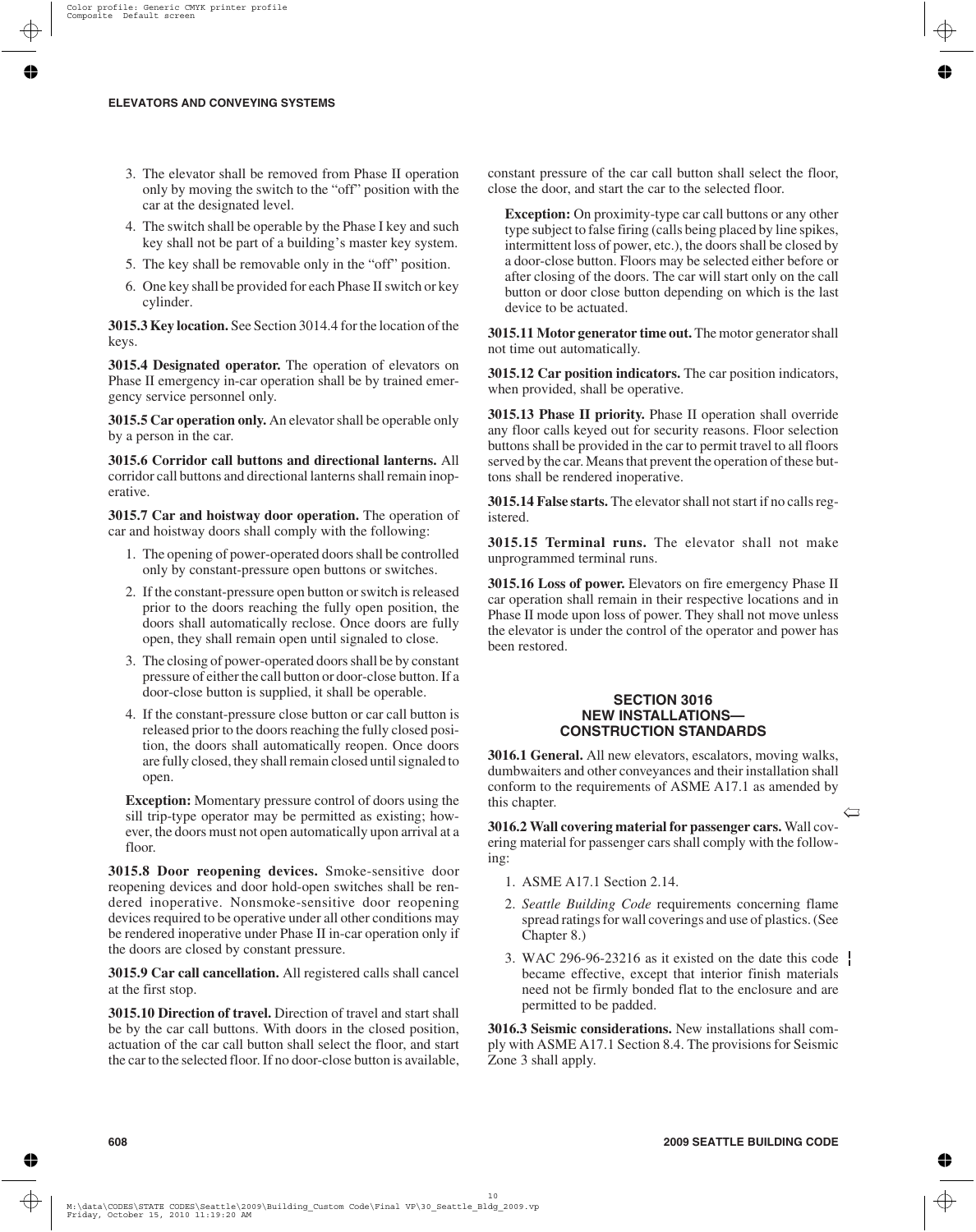3. The elevator shall be removed from Phase II operation only by moving the switch to the "off" position with the car at the designated level.
4. The switch shall be operable by the Phase I key and such key shall not be part of a building's master key system.
5. The key shall be removable only in the "off" position.
6. One key shall be provided for each Phase II switch or key cylinder.

**3015.3 Key location.** See Section 3014.4 for the location of the keys.

**3015.4 Designated operator.** The operation of elevators on Phase II emergency in-car operation shall be by trained emergency service personnel only.

**3015.5 Car operation only.** An elevator shall be operable only by a person in the car.

**3015.6 Corridor call buttons and directional lanterns.** All corridor call buttons and directional lanterns shall remain inoperative.

**3015.7 Car and hoistway door operation.** The operation of car and hoistway doors shall comply with the following:

1. The opening of power-operated doors shall be controlled only by constant-pressure open buttons or switches.
2. If the constant-pressure open button or switch is released prior to the doors reaching the fully open position, the doors shall automatically reclose. Once doors are fully open, they shall remain open until signaled to close.
3. The closing of power-operated doors shall be by constant pressure of either the call button or door-close button. If a door-close button is supplied, it shall be operable.
4. If the constant-pressure close button or car call button is released prior to the doors reaching the fully closed position, the doors shall automatically reopen. Once doors are fully closed, they shall remain closed until signaled to open.

**Exception:** Momentary pressure control of doors using the sill trip-type operator may be permitted as existing; however, the doors must not open automatically upon arrival at a floor.

**3015.8 Door reopening devices.** Smoke-sensitive door reopening devices and door hold-open switches shall be rendered inoperative. Nonsmoke-sensitive door reopening devices required to be operative under all other conditions may be rendered inoperative under Phase II in-car operation only if the doors are closed by constant pressure.

**3015.9 Car call cancellation.** All registered calls shall cancel at the first stop.

**3015.10 Direction of travel.** Direction of travel and start shall be by the car call buttons. With doors in the closed position, actuation of the car call button shall select the floor, and start the car to the selected floor. If no door-close button is available, constant pressure of the car call button shall select the floor, close the door, and start the car to the selected floor.

**Exception:** On proximity-type car call buttons or any other type subject to false firing (calls being placed by line spikes, intermittent loss of power, etc.), the doors shall be closed by a door-close button. Floors may be selected either before or after closing of the doors. The car will start only on the call button or door close button depending on which is the last device to be actuated.

**3015.11 Motor generator time out.** The motor generator shall not time out automatically.

**3015.12 Car position indicators.** The car position indicators, when provided, shall be operative.

**3015.13 Phase II priority.** Phase II operation shall override any floor calls keyed out for security reasons. Floor selection buttons shall be provided in the car to permit travel to all floors served by the car. Means that prevent the operation of these buttons shall be rendered inoperative.

**3015.14 False starts.** The elevator shall not start if no calls registered.

**3015.15 Terminal runs.** The elevator shall not make unprogrammed terminal runs.

**3015.16 Loss of power.** Elevators on fire emergency Phase II car operation shall remain in their respective locations and in Phase II mode upon loss of power. They shall not move unless the elevator is under the control of the operator and power has been restored.

## SECTION 3016 NEW INSTALLATIONS— CONSTRUCTION STANDARDS

**3016.1 General.** All new elevators, escalators, moving walks, dumbwaiters and other conveyances and their installation shall conform to the requirements of ASME A17.1 as amended by this chapter.

**3016.2 Wall covering material for passenger cars.** Wall covering material for passenger cars shall comply with the following:

1. ASME A17.1 Section 2.14.
2. *Seattle Building Code* requirements concerning flame spread ratings for wall coverings and use of plastics. (See Chapter 8.)
3. WAC 296-96-23216 as it existed on the date this code became effective, except that interior finish materials need not be firmly bonded flat to the enclosure and are permitted to be padded.

**3016.3 Seismic considerations.** New installations shall comply with ASME A17.1 Section 8.4. The provisions for Seismic Zone 3 shall apply.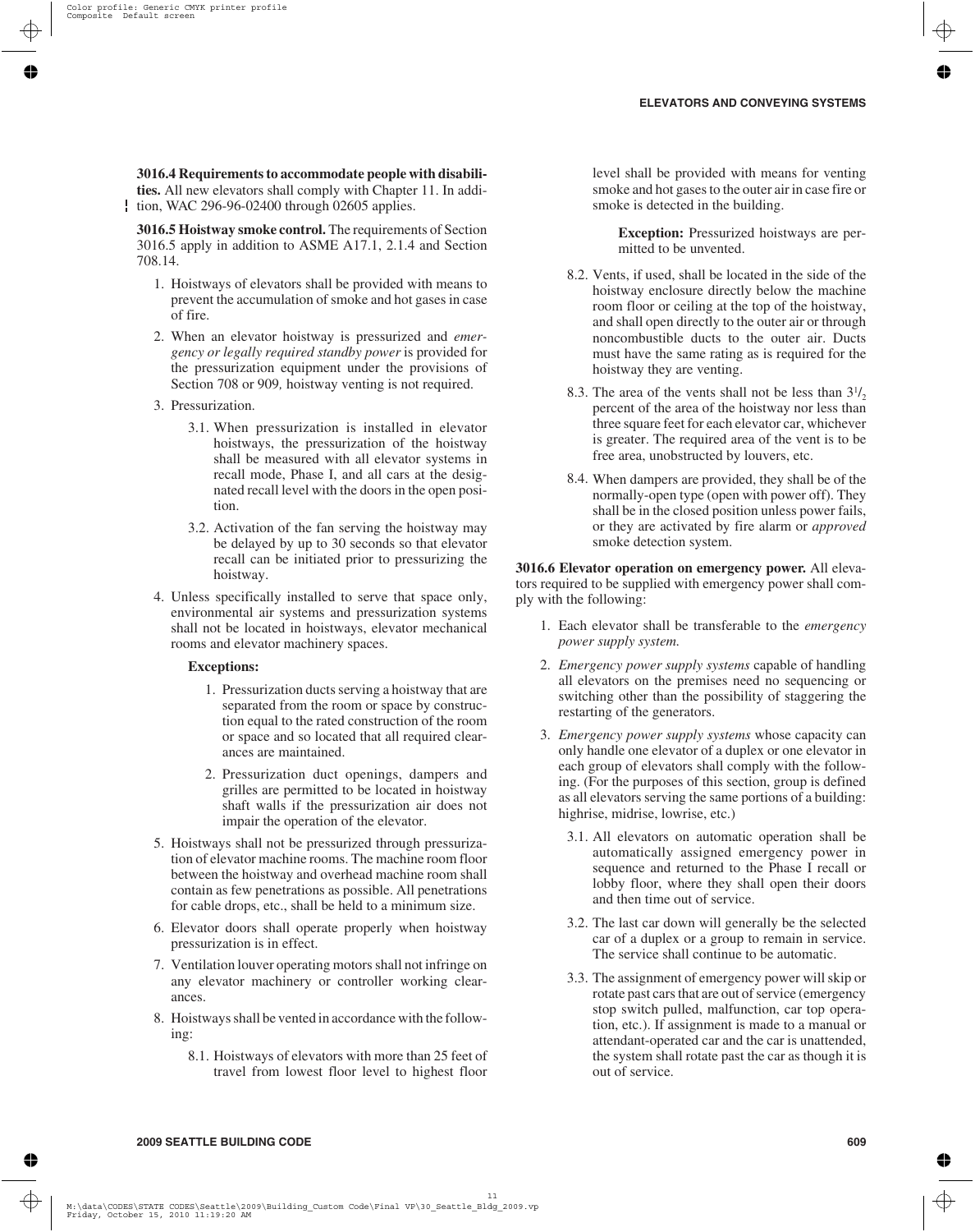**3016.4 Requirements to accommodate people with disabilities.** All new elevators shall comply with Chapter 11. In addition, WAC 296-96-02400 through 02605 applies.

**3016.5 Hoistway smoke control.** The requirements of Section 3016.5 apply in addition to ASME A17.1, 2.1.4 and Section 708.14.

1. Hoistways of elevators shall be provided with means to prevent the accumulation of smoke and hot gases in case of fire.
2. When an elevator hoistway is pressurized and *emergency or legally required standby power* is provided for the pressurization equipment under the provisions of Section 708 or 909, hoistway venting is not required.
3. Pressurization.
   - 3.1. When pressurization is installed in elevator hoistways, the pressurization of the hoistway shall be measured with all elevator systems in recall mode, Phase I, and all cars at the designated recall level with the doors in the open position.
   - 3.2. Activation of the fan serving the hoistway may be delayed by up to 30 seconds so that elevator recall can be initiated prior to pressurizing the hoistway.
4. Unless specifically installed to serve that space only, environmental air systems and pressurization systems shall not be located in hoistways, elevator mechanical rooms and elevator machinery spaces.

   **Exceptions:**

   1. Pressurization ducts serving a hoistway that are separated from the room or space by construction equal to the rated construction of the room or space and so located that all required clearances are maintained.
   2. Pressurization duct openings, dampers and grilles are permitted to be located in hoistway shaft walls if the pressurization air does not impair the operation of the elevator.
5. Hoistways shall not be pressurized through pressurization of elevator machine rooms. The machine room floor between the hoistway and overhead machine room shall contain as few penetrations as possible. All penetrations for cable drops, etc., shall be held to a minimum size.
6. Elevator doors shall operate properly when hoistway pressurization is in effect.
7. Ventilation louver operating motors shall not infringe on any elevator machinery or controller working clearances.
8. Hoistways shall be vented in accordance with the following:
   - 8.1. Hoistways of elevators with more than 25 feet of travel from lowest floor level to highest floor level shall be provided with means for venting smoke and hot gases to the outer air in case fire or smoke is detected in the building.

     **Exception:** Pressurized hoistways are permitted to be unvented.
   - 8.2. Vents, if used, shall be located in the side of the hoistway enclosure directly below the machine room floor or ceiling at the top of the hoistway, and shall open directly to the outer air or through noncombustible ducts to the outer air. Ducts must have the same rating as is required for the hoistway they are venting.
   - 8.3. The area of the vents shall not be less than $3^1/_2$ percent of the area of the hoistway nor less than three square feet for each elevator car, whichever is greater. The required area of the vent is to be free area, unobstructed by louvers, etc.
   - 8.4. When dampers are provided, they shall be of the normally-open type (open with power off). They shall be in the closed position unless power fails, or they are activated by fire alarm or *approved* smoke detection system.

**3016.6 Elevator operation on emergency power.** All elevators required to be supplied with emergency power shall comply with the following:

1. Each elevator shall be transferable to the *emergency power supply system.*
2. *Emergency power supply systems* capable of handling all elevators on the premises need no sequencing or switching other than the possibility of staggering the restarting of the generators.
3. *Emergency power supply systems* whose capacity can only handle one elevator of a duplex or one elevator in each group of elevators shall comply with the following. (For the purposes of this section, group is defined as all elevators serving the same portions of a building: highrise, midrise, lowrise, etc.)
   - 3.1. All elevators on automatic operation shall be automatically assigned emergency power in sequence and returned to the Phase I recall or lobby floor, where they shall open their doors and then time out of service.
   - 3.2. The last car down will generally be the selected car of a duplex or a group to remain in service. The service shall continue to be automatic.
   - 3.3. The assignment of emergency power will skip or rotate past cars that are out of service (emergency stop switch pulled, malfunction, car top operation, etc.). If assignment is made to a manual or attendant-operated car and the car is unattended, the system shall rotate past the car as though it is out of service.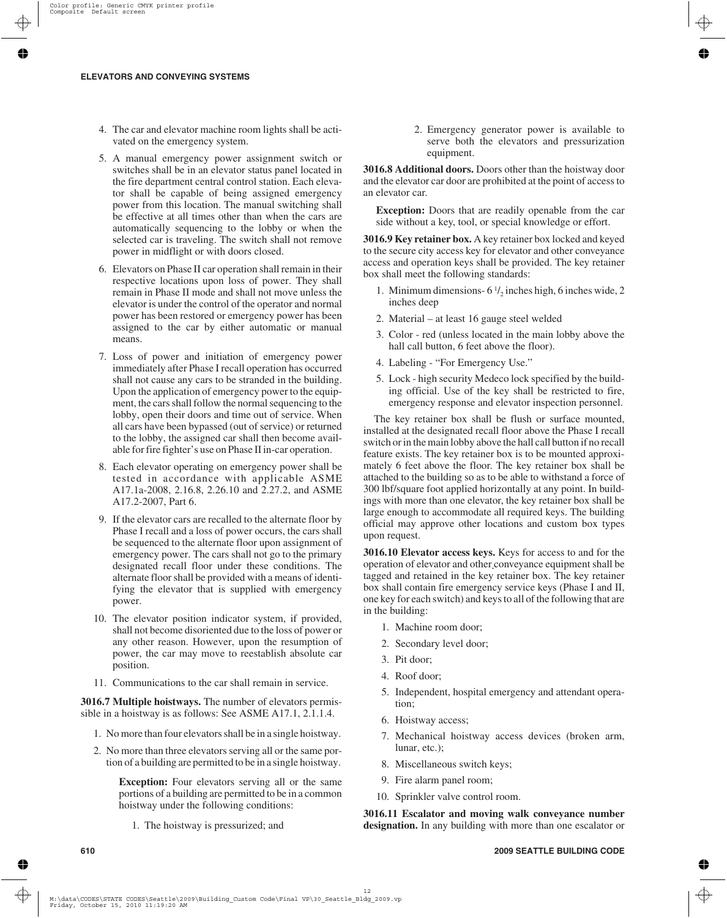4. The car and elevator machine room lights shall be activated on the emergency system.

5. A manual emergency power assignment switch or switches shall be in an elevator status panel located in the fire department central control station. Each elevator shall be capable of being assigned emergency power from this location. The manual switching shall be effective at all times other than when the cars are automatically sequencing to the lobby or when the selected car is traveling. The switch shall not remove power in midflight or with doors closed.

6. Elevators on Phase II car operation shall remain in their respective locations upon loss of power. They shall remain in Phase II mode and shall not move unless the elevator is under the control of the operator and normal power has been restored or emergency power has been assigned to the car by either automatic or manual means.

7. Loss of power and initiation of emergency power immediately after Phase I recall operation has occurred shall not cause any cars to be stranded in the building. Upon the application of emergency power to the equipment, the cars shall follow the normal sequencing to the lobby, open their doors and time out of service. When all cars have been bypassed (out of service) or returned to the lobby, the assigned car shall then become available for fire fighter's use on Phase II in-car operation.

8. Each elevator operating on emergency power shall be tested in accordance with applicable ASME A17.1a-2008, 2.16.8, 2.26.10 and 2.27.2, and ASME A17.2-2007, Part 6.

9. If the elevator cars are recalled to the alternate floor by Phase I recall and a loss of power occurs, the cars shall be sequenced to the alternate floor upon assignment of emergency power. The cars shall not go to the primary designated recall floor under these conditions. The alternate floor shall be provided with a means of identifying the elevator that is supplied with emergency power.

10. The elevator position indicator system, if provided, shall not become disoriented due to the loss of power or any other reason. However, upon the resumption of power, the car may move to reestablish absolute car position.

11. Communications to the car shall remain in service.

**3016.7 Multiple hoistways.** The number of elevators permissible in a hoistway is as follows: See ASME A17.1, 2.1.1.4.

1. No more than four elevators shall be in a single hoistway.
2. No more than three elevators serving all or the same portion of a building are permitted to be in a single hoistway.

   **Exception:** Four elevators serving all or the same portions of a building are permitted to be in a common hoistway under the following conditions:

   1. The hoistway is pressurized; and
   2. Emergency generator power is available to serve both the elevators and pressurization equipment.

**3016.8 Additional doors.** Doors other than the hoistway door and the elevator car door are prohibited at the point of access to an elevator car.

**Exception:** Doors that are readily openable from the car side without a key, tool, or special knowledge or effort.

**3016.9 Key retainer box.** A key retainer box locked and keyed to the secure city access key for elevator and other conveyance access and operation keys shall be provided. The key retainer box shall meet the following standards:

1. Minimum dimensions- 6 $^{1}/_{2}$ inches high, 6 inches wide, 2 inches deep
2. Material – at least 16 gauge steel welded
3. Color - red (unless located in the main lobby above the hall call button, 6 feet above the floor).
4. Labeling - "For Emergency Use."
5. Lock - high security Medeco lock specified by the building official. Use of the key shall be restricted to fire, emergency response and elevator inspection personnel.

The key retainer box shall be flush or surface mounted, installed at the designated recall floor above the Phase I recall switch or in the main lobby above the hall call button if no recall feature exists. The key retainer box is to be mounted approximately 6 feet above the floor. The key retainer box shall be attached to the building so as to be able to withstand a force of 300 lbf/square foot applied horizontally at any point. In buildings with more than one elevator, the key retainer box shall be large enough to accommodate all required keys. The building official may approve other locations and custom box types upon request.

**3016.10 Elevator access keys.** Keys for access to and for the operation of elevator and other conveyance equipment shall be tagged and retained in the key retainer box. The key retainer box shall contain fire emergency service keys (Phase I and II, one key for each switch) and keys to all of the following that are in the building:

1. Machine room door;
2. Secondary level door;
3. Pit door;
4. Roof door;
5. Independent, hospital emergency and attendant operation;
6. Hoistway access;
7. Mechanical hoistway access devices (broken arm, lunar, etc.);
8. Miscellaneous switch keys;
9. Fire alarm panel room;
10. Sprinkler valve control room.

**3016.11 Escalator and moving walk conveyance number designation.** In any building with more than one escalator or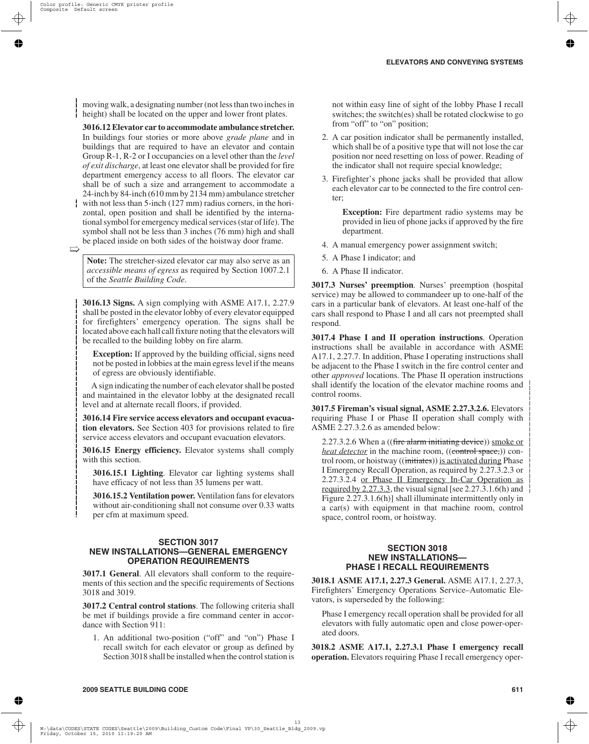moving walk, a designating number (not less than two inches in height) shall be located on the upper and lower front plates.

**3016.12 Elevator car to accommodate ambulance stretcher.** In buildings four stories or more above *grade plane* and in buildings that are required to have an elevator and contain Group R-1, R-2 or I occupancies on a level other than the *level of exit discharge*, at least one elevator shall be provided for fire department emergency access to all floors. The elevator car shall be of such a size and arrangement to accommodate a 24-inch by 84-inch (610 mm by 2134 mm) ambulance stretcher with not less than 5-inch (127 mm) radius corners, in the horizontal, open position and shall be identified by the international symbol for emergency medical services (star of life). The symbol shall not be less than 3 inches (76 mm) high and shall be placed inside on both sides of the hoistway door frame.

> **Note:** The stretcher-sized elevator car may also serve as an *accessible means of egress* as required by Section 1007.2.1 of the *Seattle Building Code*.

**3016.13 Signs.** A sign complying with ASME A17.1, 2.27.9 shall be posted in the elevator lobby of every elevator equipped for firefighters' emergency operation. The signs shall be located above each hall call fixture noting that the elevators will be recalled to the building lobby on fire alarm.

**Exception:** If approved by the building official, signs need not be posted in lobbies at the main egress level if the means of egress are obviously identifiable.

A sign indicating the number of each elevator shall be posted and maintained in the elevator lobby at the designated recall level and at alternate recall floors, if provided.

**3016.14 Fire service access elevators and occupant evacuation elevators.** See Section 403 for provisions related to fire service access elevators and occupant evacuation elevators.

**3016.15 Energy efficiency.** Elevator systems shall comply with this section.

**3016.15.1 Lighting**. Elevator car lighting systems shall have efficacy of not less than 35 lumens per watt.

**3016.15.2 Ventilation power.** Ventilation fans for elevators without air-conditioning shall not consume over 0.33 watts per cfm at maximum speed.

## SECTION 3017 NEW INSTALLATIONS—GENERAL EMERGENCY OPERATION REQUIREMENTS

**3017.1 General**. All elevators shall conform to the requirements of this section and the specific requirements of Sections 3018 and 3019.

**3017.2 Central control stations**. The following criteria shall be met if buildings provide a fire command center in accordance with Section 911:

1. An additional two-position ("off" and "on") Phase I recall switch for each elevator or group as defined by Section 3018 shall be installed when the control station is not within easy line of sight of the lobby Phase I recall switches; the switch(es) shall be rotated clockwise to go from "off" to "on" position;
2. A car position indicator shall be permanently installed, which shall be of a positive type that will not lose the car position nor need resetting on loss of power. Reading of the indicator shall not require special knowledge;
3. Firefighter's phone jacks shall be provided that allow each elevator car to be connected to the fire control center;

   **Exception:** Fire department radio systems may be provided in lieu of phone jacks if approved by the fire department.
4. A manual emergency power assignment switch;
5. A Phase I indicator; and
6. A Phase II indicator.

**3017.3 Nurses' preemption**. Nurses' preemption (hospital service) may be allowed to commandeer up to one-half of the cars in a particular bank of elevators. At least one-half of the cars shall respond to Phase I and all cars not preempted shall respond.

**3017.4 Phase I and II operation instructions**. Operation instructions shall be available in accordance with ASME A17.1, 2.27.7. In addition, Phase I operating instructions shall be adjacent to the Phase I switch in the fire control center and other *approved* locations. The Phase II operation instructions shall identify the location of the elevator machine rooms and control rooms.

**3017.5 Fireman's visual signal, ASME 2.27.3.2.6.** Elevators requiring Phase I or Phase II operation shall comply with ASME 2.27.3.2.6 as amended below:

2.27.3.2.6 When a ((~~fire alarm initiating device~~)) <u>smoke or *heat detector*</u> in the machine room, ((~~control space,~~)) control room, or hoistway ((~~initiates~~)) <u>is activated during</u> Phase I Emergency Recall Operation, as required by 2.27.3.2.3 or 2.27.3.2.4 <u>or Phase II Emergency In-Car Operation as required by 2.27.3.3</u>, the visual signal [see 2.27.3.1.6(h) and Figure 2.27.3.1.6(h)] shall illuminate intermittently only in a car(s) with equipment in that machine room, control space, control room, or hoistway.

## SECTION 3018 NEW INSTALLATIONS— PHASE I RECALL REQUIREMENTS

**3018.1 ASME A17.1, 2.27.3 General.** ASME A17.1, 2.27.3, Firefighters' Emergency Operations Service–Automatic Elevators, is superseded by the following:

Phase I emergency recall operation shall be provided for all elevators with fully automatic open and close power-operated doors.

**3018.2 ASME A17.1, 2.27.3.1 Phase I emergency recall operation.** Elevators requiring Phase I recall emergency oper-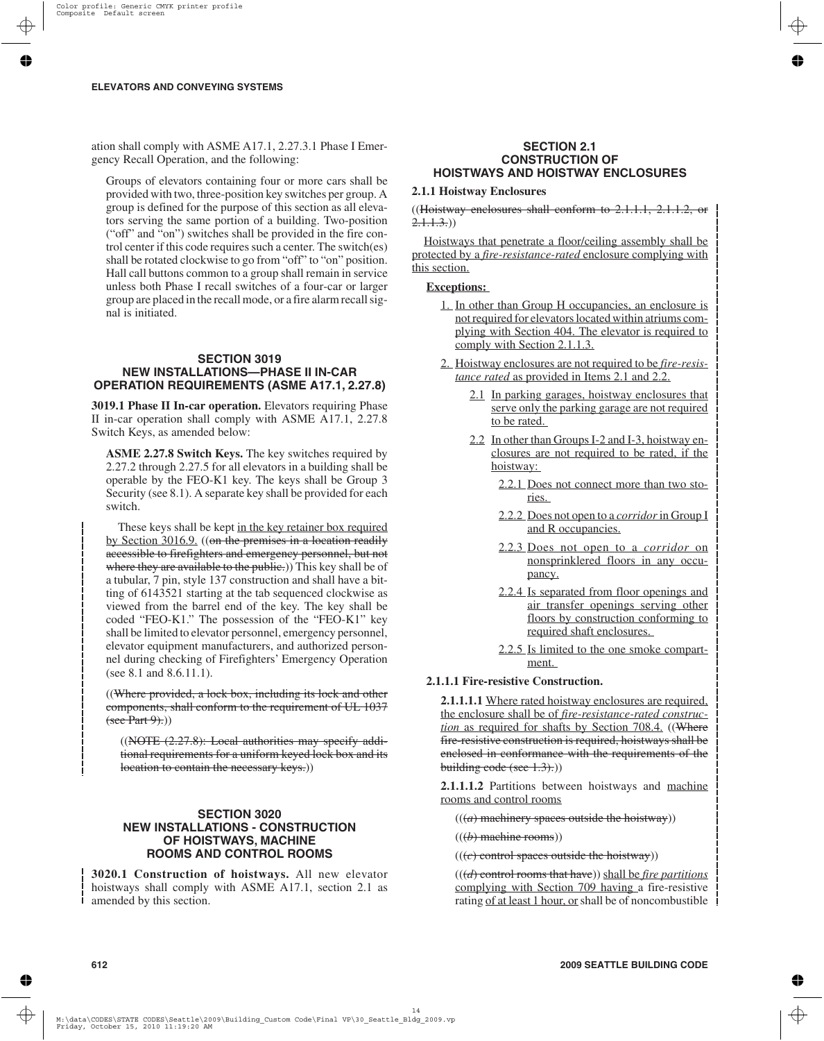ation shall comply with ASME A17.1, 2.27.3.1 Phase I Emergency Recall Operation, and the following:

Groups of elevators containing four or more cars shall be provided with two, three-position key switches per group. A group is defined for the purpose of this section as all elevators serving the same portion of a building. Two-position ("off" and "on") switches shall be provided in the fire control center if this code requires such a center. The switch(es) shall be rotated clockwise to go from "off" to "on" position. Hall call buttons common to a group shall remain in service unless both Phase I recall switches of a four-car or larger group are placed in the recall mode, or a fire alarm recall signal is initiated.

## SECTION 3019 NEW INSTALLATIONS—PHASE II IN-CAR OPERATION REQUIREMENTS (ASME A17.1, 2.27.8)

**3019.1 Phase II In-car operation.** Elevators requiring Phase II in-car operation shall comply with ASME A17.1, 2.27.8 Switch Keys, as amended below:

**ASME 2.27.8 Switch Keys.** The key switches required by 2.27.2 through 2.27.5 for all elevators in a building shall be operable by the FEO-K1 key. The keys shall be Group 3 Security (see 8.1). A separate key shall be provided for each switch.

These keys shall be kept in the key retainer box required by Section 3016.9. ((~~on the premises in a location readily accessible to firefighters and emergency personnel, but not where they are available to the public.~~)) This key shall be of a tubular, 7 pin, style 137 construction and shall have a bitting of 6143521 starting at the tab sequenced clockwise as viewed from the barrel end of the key. The key shall be coded "FEO-K1." The possession of the "FEO-K1" key shall be limited to elevator personnel, emergency personnel, elevator equipment manufacturers, and authorized personnel during checking of Firefighters' Emergency Operation (see 8.1 and 8.6.11.1).

((~~Where provided, a lock box, including its lock and other components, shall conform to the requirement of UL 1037 (see Part 9).~~))

((~~NOTE (2.27.8): Local authorities may specify additional requirements for a uniform keyed lock box and its location to contain the necessary keys.~~))

## SECTION 3020 NEW INSTALLATIONS - CONSTRUCTION OF HOISTWAYS, MACHINE ROOMS AND CONTROL ROOMS

**3020.1 Construction of hoistways.** All new elevator hoistways shall comply with ASME A17.1, section 2.1 as amended by this section.

## SECTION 2.1 CONSTRUCTION OF HOISTWAYS AND HOISTWAY ENCLOSURES

**2.1.1 Hoistway Enclosures**

((~~Hoistway enclosures shall conform to 2.1.1.1, 2.1.1.2, or 2.1.1.3.~~))

Hoistways that penetrate a floor/ceiling assembly shall be protected by a *fire-resistance-rated* enclosure complying with this section.

**Exceptions:**

1. In other than Group H occupancies, an enclosure is not required for elevators located within atriums complying with Section 404. The elevator is required to comply with Section 2.1.1.3.
2. Hoistway enclosures are not required to be *fire-resistance rated* as provided in Items 2.1 and 2.2.
   - 2.1 In parking garages, hoistway enclosures that serve only the parking garage are not required to be rated.
   - 2.2 In other than Groups I-2 and I-3, hoistway enclosures are not required to be rated, if the hoistway:
     - 2.2.1 Does not connect more than two stories.
     - 2.2.2 Does not open to a *corridor* in Group I and R occupancies.
     - 2.2.3 Does not open to a *corridor* on nonsprinklered floors in any occupancy.
     - 2.2.4 Is separated from floor openings and air transfer openings serving other floors by construction conforming to required shaft enclosures.
     - 2.2.5 Is limited to the one smoke compartment.

**2.1.1.1 Fire-resistive Construction.**

**2.1.1.1.1** Where rated hoistway enclosures are required, the enclosure shall be of *fire-resistance-rated construction* as required for shafts by Section 708.4. ((~~Where fire-resistive construction is required, hoistways shall be enclosed in conformance with the requirements of the building code (see 1.3).~~))

**2.1.1.1.2** Partitions between hoistways and machine rooms and control rooms

((~~(a) machinery spaces outside the hoistway~~))

((~~(b) machine rooms~~))

((~~(c) control spaces outside the hoistway~~))

((~~(d) control rooms that have~~)) shall be *fire partitions* complying with Section 709 having a fire-resistive rating of at least 1 hour, or shall be of noncombustible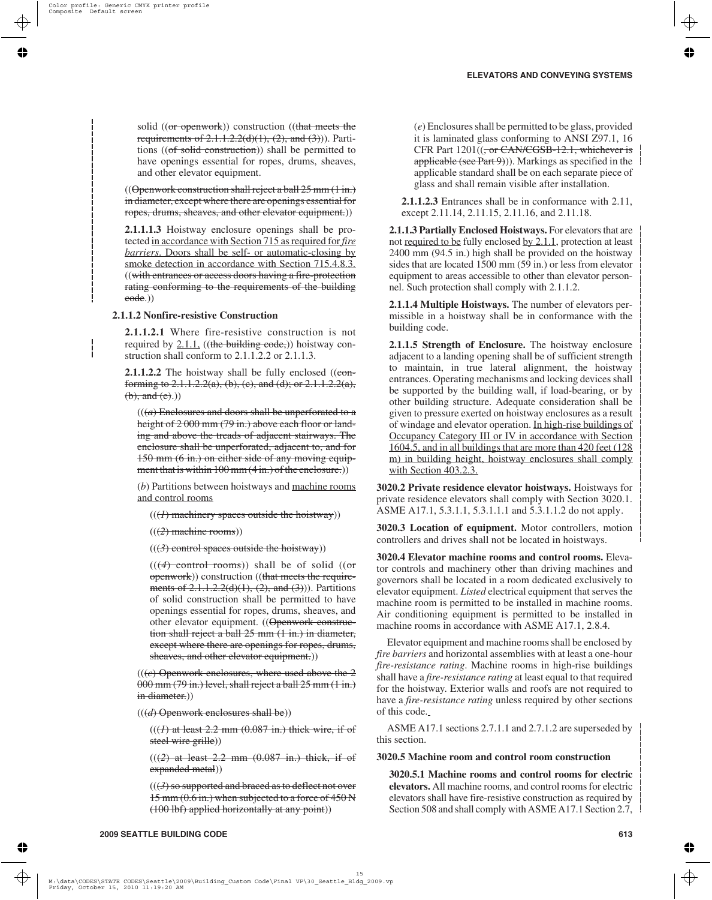solid ((~~or openwork~~)) construction ((~~that meets the requirements of 2.1.1.2.2(d)(1), (2), and (3)~~)). Partitions ((~~of solid construction~~)) shall be permitted to have openings essential for ropes, drums, sheaves, and other elevator equipment.

((~~Openwork construction shall reject a ball 25 mm (1 in.) in diameter, except where there are openings essential for ropes, drums, sheaves, and other elevator equipment.~~))

**2.1.1.1.3** Hoistway enclosure openings shall be protected in accordance with Section 715 as required for *fire barriers*. Doors shall be self- or automatic-closing by smoke detection in accordance with Section 715.4.8.3. ((~~with entrances or access doors having a fire-protection rating conforming to the requirements of the building code~~.))

**2.1.1.2 Nonfire-resistive Construction**

**2.1.1.2.1** Where fire-resistive construction is not required by 2.1.1, ((~~the building code,~~)) hoistway construction shall conform to 2.1.1.2.2 or 2.1.1.3.

**2.1.1.2.2** The hoistway shall be fully enclosed ((~~conforming to 2.1.1.2.2(a), (b), (c), and (d); or 2.1.1.2.2(a), (b), and (e)~~.))

((~~(*a*) Enclosures and doors shall be unperforated to a height of 2 000 mm (79 in.) above each floor or landing and above the treads of adjacent stairways. The enclosure shall be unperforated, adjacent to, and for 150 mm (6 in.) on either side of any moving equipment that is within 100 mm (4 in.) of the enclosure.~~))

(*b*) Partitions between hoistways and machine rooms and control rooms

((~~(*1*) machinery spaces outside the hoistway~~))

((~~(*2*) machine rooms~~))

((~~(*3*) control spaces outside the hoistway~~))

((~~(*4*) control rooms~~)) shall be of solid ((~~or openwork~~)) construction ((~~that meets the requirements of 2.1.1.2.2(d)(1), (2), and (3)~~)). Partitions of solid construction shall be permitted to have openings essential for ropes, drums, sheaves, and other elevator equipment. ((~~Openwork construction shall reject a ball 25 mm (1 in.) in diameter, except where there are openings for ropes, drums, sheaves, and other elevator equipment.~~))

((~~(*c*) Openwork enclosures, where used above the 2 000 mm (79 in.) level, shall reject a ball 25 mm (1 in.) in diameter.~~))

((~~(*d*) Openwork enclosures shall be~~))

((~~(*1*) at least 2.2 mm (0.087 in.) thick wire, if of steel wire grille~~))

((~~(*2*) at least 2.2 mm (0.087 in.) thick, if of expanded metal~~))

((~~(*3*) so supported and braced as to deflect not over 15 mm (0.6 in.) when subjected to a force of 450 N (100 lbf) applied horizontally at any point~~))

(*e*) Enclosures shall be permitted to be glass, provided it is laminated glass conforming to ANSI Z97.1, 16 CFR Part 1201((~~, or CAN/CGSB-12.1, whichever is applicable (see Part 9)~~)). Markings as specified in the applicable standard shall be on each separate piece of glass and shall remain visible after installation.

**2.1.1.2.3** Entrances shall be in conformance with 2.11, except 2.11.14, 2.11.15, 2.11.16, and 2.11.18.

**2.1.1.3 Partially Enclosed Hoistways.** For elevators that are not required to be fully enclosed by 2.1.1, protection at least 2400 mm (94.5 in.) high shall be provided on the hoistway sides that are located 1500 mm (59 in.) or less from elevator equipment to areas accessible to other than elevator personnel. Such protection shall comply with 2.1.1.2.

**2.1.1.4 Multiple Hoistways.** The number of elevators permissible in a hoistway shall be in conformance with the building code.

**2.1.1.5 Strength of Enclosure.** The hoistway enclosure adjacent to a landing opening shall be of sufficient strength to maintain, in true lateral alignment, the hoistway entrances. Operating mechanisms and locking devices shall be supported by the building wall, if load-bearing, or by other building structure. Adequate consideration shall be given to pressure exerted on hoistway enclosures as a result of windage and elevator operation. In high-rise buildings of Occupancy Category III or IV in accordance with Section 1604.5, and in all buildings that are more than 420 feet (128 m) in building height, hoistway enclosures shall comply with Section 403.2.3.

**3020.2 Private residence elevator hoistways.** Hoistways for private residence elevators shall comply with Section 3020.1. ASME A17.1, 5.3.1.1, 5.3.1.1.1 and 5.3.1.1.2 do not apply.

**3020.3 Location of equipment.** Motor controllers, motion controllers and drives shall not be located in hoistways.

**3020.4 Elevator machine rooms and control rooms.** Elevator controls and machinery other than driving machines and governors shall be located in a room dedicated exclusively to elevator equipment. *Listed* electrical equipment that serves the machine room is permitted to be installed in machine rooms. Air conditioning equipment is permitted to be installed in machine rooms in accordance with ASME A17.1, 2.8.4.

Elevator equipment and machine rooms shall be enclosed by *fire barriers* and horizontal assemblies with at least a one-hour *fire-resistance rating*. Machine rooms in high-rise buildings shall have a *fire-resistance rating* at least equal to that required for the hoistway. Exterior walls and roofs are not required to have a *fire-resistance rating* unless required by other sections of this code.

ASME A17.1 sections 2.7.1.1 and 2.7.1.2 are superseded by this section.

**3020.5 Machine room and control room construction**

**3020.5.1 Machine rooms and control rooms for electric elevators.** All machine rooms, and control rooms for electric elevators shall have fire-resistive construction as required by Section 508 and shall comply with ASME A17.1 Section 2.7,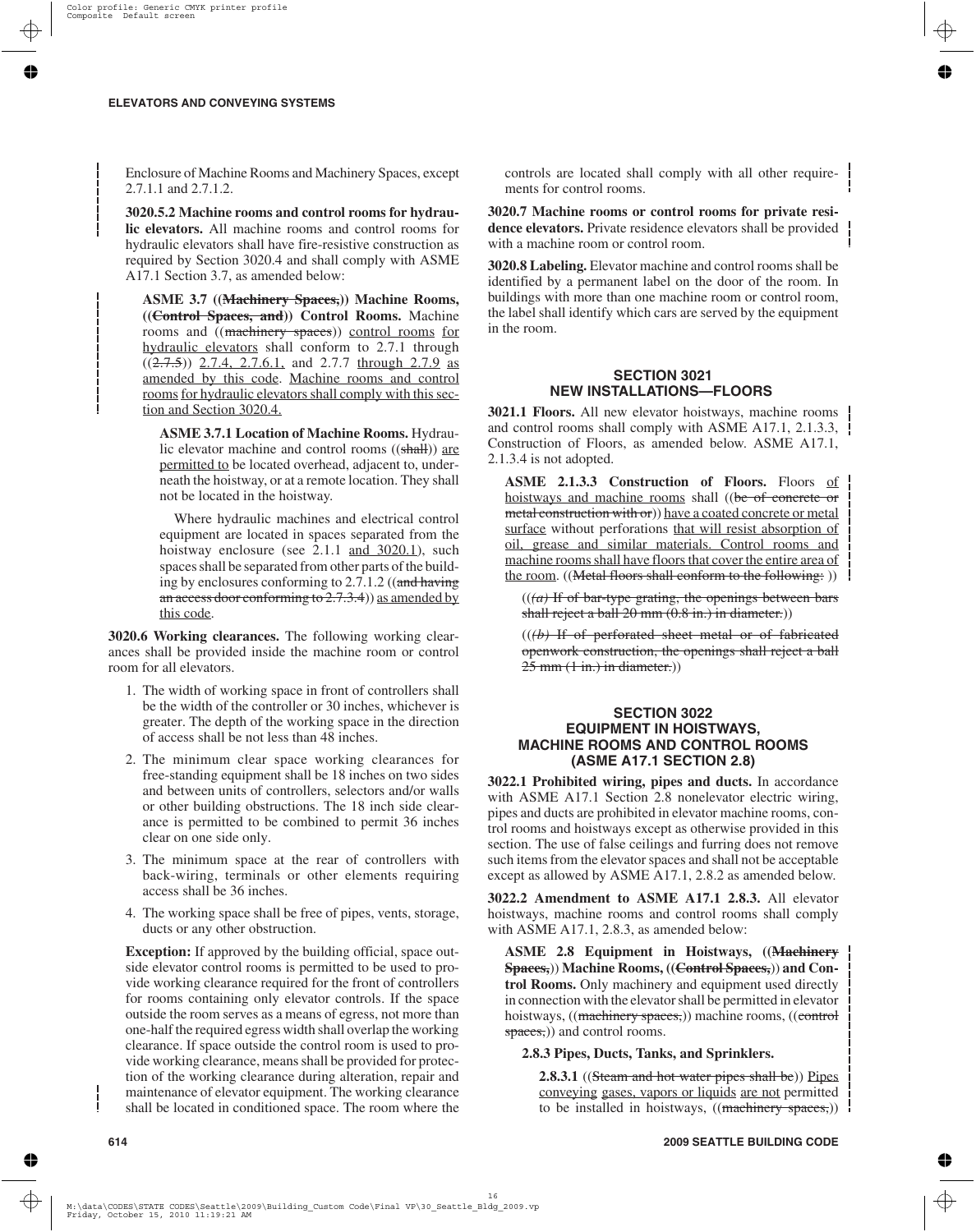Enclosure of Machine Rooms and Machinery Spaces, except 2.7.1.1 and 2.7.1.2.

**3020.5.2 Machine rooms and control rooms for hydraulic elevators.** All machine rooms and control rooms for hydraulic elevators shall have fire-resistive construction as required by Section 3020.4 and shall comply with ASME A17.1 Section 3.7, as amended below:

> **ASME 3.7 ((~~Machinery Spaces,~~)) Machine Rooms, ((~~Control Spaces, and~~)) Control Rooms.** Machine rooms and ((~~machinery spaces~~)) control rooms for hydraulic elevators shall conform to 2.7.1 through ((~~2.7.5~~)) 2.7.4, 2.7.6.1, and 2.7.7 through 2.7.9 as amended by this code. Machine rooms and control rooms for hydraulic elevators shall comply with this section and Section 3020.4.
>
> > **ASME 3.7.1 Location of Machine Rooms.** Hydraulic elevator machine and control rooms ((~~shall~~)) are permitted to be located overhead, adjacent to, underneath the hoistway, or at a remote location. They shall not be located in the hoistway.
> >
> > Where hydraulic machines and electrical control equipment are located in spaces separated from the hoistway enclosure (see 2.1.1 and 3020.1), such spaces shall be separated from other parts of the building by enclosures conforming to 2.7.1.2 ((~~and having an access door conforming to 2.7.3.4~~)) as amended by this code.

**3020.6 Working clearances.** The following working clearances shall be provided inside the machine room or control room for all elevators.

1. The width of working space in front of controllers shall be the width of the controller or 30 inches, whichever is greater. The depth of the working space in the direction of access shall be not less than 48 inches.
2. The minimum clear space working clearances for free-standing equipment shall be 18 inches on two sides and between units of controllers, selectors and/or walls or other building obstructions. The 18 inch side clearance is permitted to be combined to permit 36 inches clear on one side only.
3. The minimum space at the rear of controllers with back-wiring, terminals or other elements requiring access shall be 36 inches.
4. The working space shall be free of pipes, vents, storage, ducts or any other obstruction.

**Exception:** If approved by the building official, space outside elevator control rooms is permitted to be used to provide working clearance required for the front of controllers for rooms containing only elevator controls. If the space outside the room serves as a means of egress, not more than one-half the required egress width shall overlap the working clearance. If space outside the control room is used to provide working clearance, means shall be provided for protection of the working clearance during alteration, repair and maintenance of elevator equipment. The working clearance shall be located in conditioned space. The room where the controls are located shall comply with all other requirements for control rooms.

**3020.7 Machine rooms or control rooms for private residence elevators.** Private residence elevators shall be provided with a machine room or control room.

**3020.8 Labeling.** Elevator machine and control rooms shall be identified by a permanent label on the door of the room. In buildings with more than one machine room or control room, the label shall identify which cars are served by the equipment in the room.

## SECTION 3021 NEW INSTALLATIONS—FLOORS

**3021.1 Floors.** All new elevator hoistways, machine rooms and control rooms shall comply with ASME A17.1, 2.1.3.3, Construction of Floors, as amended below. ASME A17.1, 2.1.3.4 is not adopted.

> **ASME 2.1.3.3 Construction of Floors.** Floors of hoistways and machine rooms shall ((~~be of concrete or metal construction with or~~)) have a coated concrete or metal surface without perforations that will resist absorption of oil, grease and similar materials. Control rooms and machine rooms shall have floors that cover the entire area of the room. ((~~Metal floors shall conform to the following:~~ ))
>
> ((~~*(a)* If of bar-type grating, the openings between bars shall reject a ball 20 mm (0.8 in.) in diameter.~~))
>
> ((~~*(b)* If of perforated sheet metal or of fabricated openwork construction, the openings shall reject a ball 25 mm (1 in.) in diameter.~~))

## SECTION 3022 EQUIPMENT IN HOISTWAYS, MACHINE ROOMS AND CONTROL ROOMS (ASME A17.1 SECTION 2.8)

**3022.1 Prohibited wiring, pipes and ducts.** In accordance with ASME A17.1 Section 2.8 nonelevator electric wiring, pipes and ducts are prohibited in elevator machine rooms, control rooms and hoistways except as otherwise provided in this section. The use of false ceilings and furring does not remove such items from the elevator spaces and shall not be acceptable except as allowed by ASME A17.1, 2.8.2 as amended below.

**3022.2 Amendment to ASME A17.1 2.8.3.** All elevator hoistways, machine rooms and control rooms shall comply with ASME A17.1, 2.8.3, as amended below:

> **ASME 2.8 Equipment in Hoistways, ((~~Machinery Spaces,~~)) Machine Rooms, ((~~Control Spaces,~~)) and Control Rooms.** Only machinery and equipment used directly in connection with the elevator shall be permitted in elevator hoistways, ((~~machinery spaces,~~)) machine rooms, ((~~control spaces,~~)) and control rooms.
>
> **2.8.3 Pipes, Ducts, Tanks, and Sprinklers.**
>
> > **2.8.3.1** ((~~Steam and hot water pipes shall be~~)) Pipes conveying gases, vapors or liquids are not permitted to be installed in hoistways, ((~~machinery spaces,~~))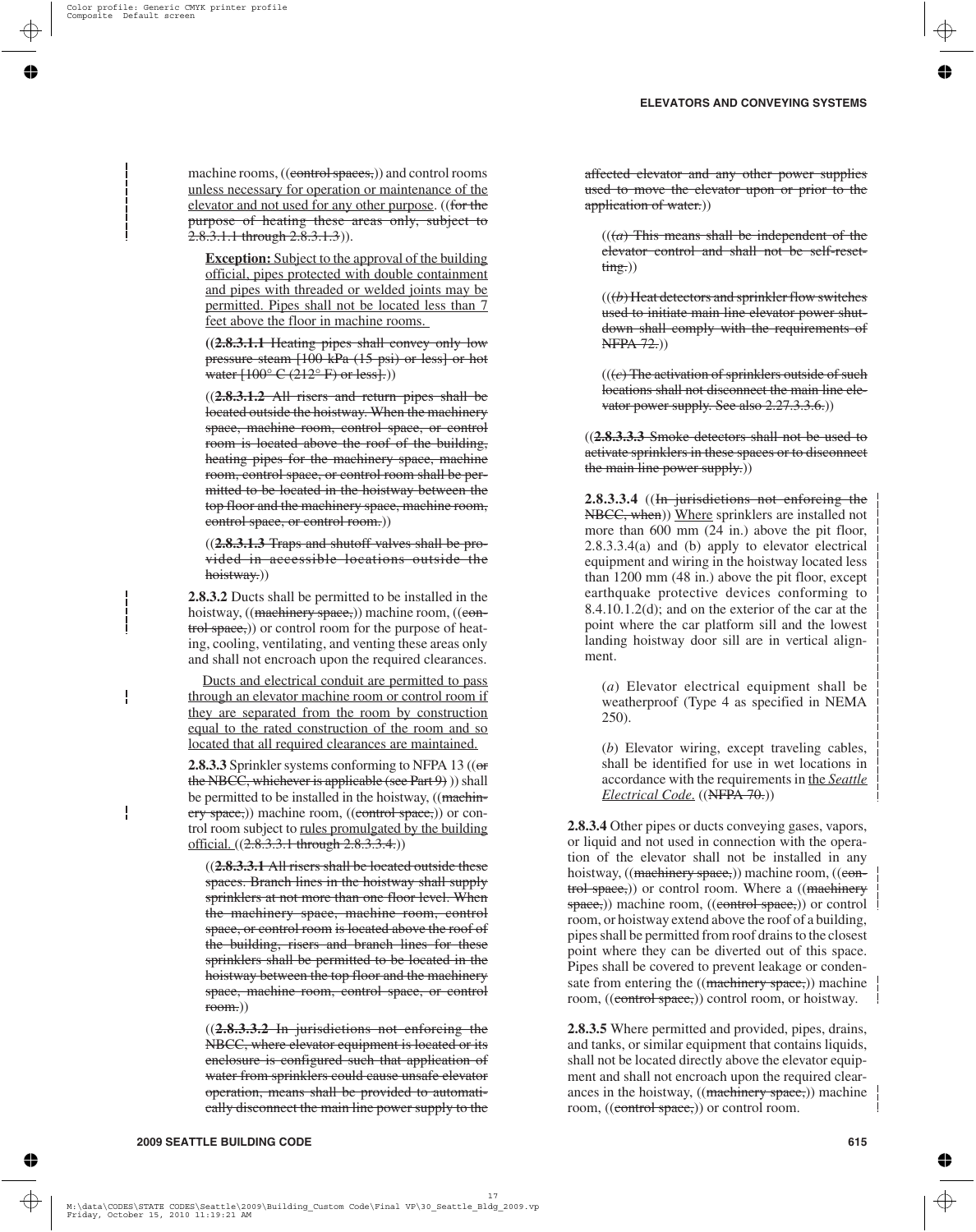machine rooms, ((~~control spaces,~~)) and control rooms <u>unless necessary for operation or maintenance of the elevator and not used for any other purpose</u>. ((~~for the purpose of heating these areas only, subject to 2.8.3.1.1 through 2.8.3.1.3~~)).

**<u>Exception:</u>** <u>Subject to the approval of the building official, pipes protected with double containment and pipes with threaded or welded joints may be permitted. Pipes shall not be located less than 7 feet above the floor in machine rooms.</u>

((~~**2.8.3.1.1** Heating pipes shall convey only low pressure steam [100 kPa (15 psi) or less] or hot water [100° C (212° F) or less].~~))

((~~**2.8.3.1.2** All risers and return pipes shall be located outside the hoistway. When the machinery space, machine room, control space, or control room is located above the roof of the building, heating pipes for the machinery space, machine room, control space, or control room shall be permitted to be located in the hoistway between the top floor and the machinery space, machine room, control space, or control room.~~))

((~~**2.8.3.1.3** Traps and shutoff valves shall be provided in accessible locations outside the hoistway.~~))

**2.8.3.2** Ducts shall be permitted to be installed in the hoistway, ((~~machinery space,~~)) machine room, ((~~control space,~~)) or control room for the purpose of heating, cooling, ventilating, and venting these areas only and shall not encroach upon the required clearances.

<u>Ducts and electrical conduit are permitted to pass through an elevator machine room or control room if they are separated from the room by construction equal to the rated construction of the room and so located that all required clearances are maintained.</u>

**2.8.3.3** Sprinkler systems conforming to NFPA 13 ((~~or the NBCC, whichever is applicable (see Part 9)~~)) shall be permitted to be installed in the hoistway, ((~~machinery space,~~)) machine room, ((~~control space,~~)) or control room subject to <u>rules promulgated by the building official.</u> ((~~2.8.3.3.1 through 2.8.3.3.4.~~))

((~~**2.8.3.3.1** All risers shall be located outside these spaces. Branch lines in the hoistway shall supply sprinklers at not more than one floor level. When the machinery space, machine room, control space, or control room is located above the roof of the building, risers and branch lines for these sprinklers shall be permitted to be located in the hoistway between the top floor and the machinery space, machine room, control space, or control room.~~))

((~~**2.8.3.3.2** In jurisdictions not enforcing the NBCC, where elevator equipment is located or its enclosure is configured such that application of water from sprinklers could cause unsafe elevator operation, means shall be provided to automatically disconnect the main line power supply to the affected elevator and any other power supplies used to move the elevator upon or prior to the application of water.~~))

((~~(*a*) This means shall be independent of the elevator control and shall not be self-resetting.~~))

((~~(*b*) Heat detectors and sprinkler flow switches used to initiate main line elevator power shutdown shall comply with the requirements of NFPA 72.~~))

((~~(*c*) The activation of sprinklers outside of such locations shall not disconnect the main line elevator power supply. See also 2.27.3.3.6.~~))

((~~**2.8.3.3.3** Smoke detectors shall not be used to activate sprinklers in these spaces or to disconnect the main line power supply.~~))

**2.8.3.3.4** ((~~In jurisdictions not enforcing the NBCC, when~~)) <u>Where</u> sprinklers are installed not more than 600 mm (24 in.) above the pit floor, 2.8.3.3.4(a) and (b) apply to elevator electrical equipment and wiring in the hoistway located less than 1200 mm (48 in.) above the pit floor, except earthquake protective devices conforming to 8.4.10.1.2(d); and on the exterior of the car at the point where the car platform sill and the lowest landing hoistway door sill are in vertical alignment.

(*a*) Elevator electrical equipment shall be weatherproof (Type 4 as specified in NEMA 250).

(*b*) Elevator wiring, except traveling cables, shall be identified for use in wet locations in accordance with the requirements in <u>the *Seattle Electrical Code.*</u> ((~~NFPA 70.~~))

**2.8.3.4** Other pipes or ducts conveying gases, vapors, or liquid and not used in connection with the operation of the elevator shall not be installed in any hoistway, ((~~machinery space,~~)) machine room, ((~~control space,~~)) or control room. Where a ((~~machinery space,~~)) machine room, ((~~control space,~~)) or control room, or hoistway extend above the roof of a building, pipes shall be permitted from roof drains to the closest point where they can be diverted out of this space. Pipes shall be covered to prevent leakage or condensate from entering the ((~~machinery space,~~)) machine room, ((~~control space,~~)) control room, or hoistway.

**2.8.3.5** Where permitted and provided, pipes, drains, and tanks, or similar equipment that contains liquids, shall not be located directly above the elevator equipment and shall not encroach upon the required clearances in the hoistway, ((~~machinery space,~~)) machine room, ((~~control space,~~)) or control room.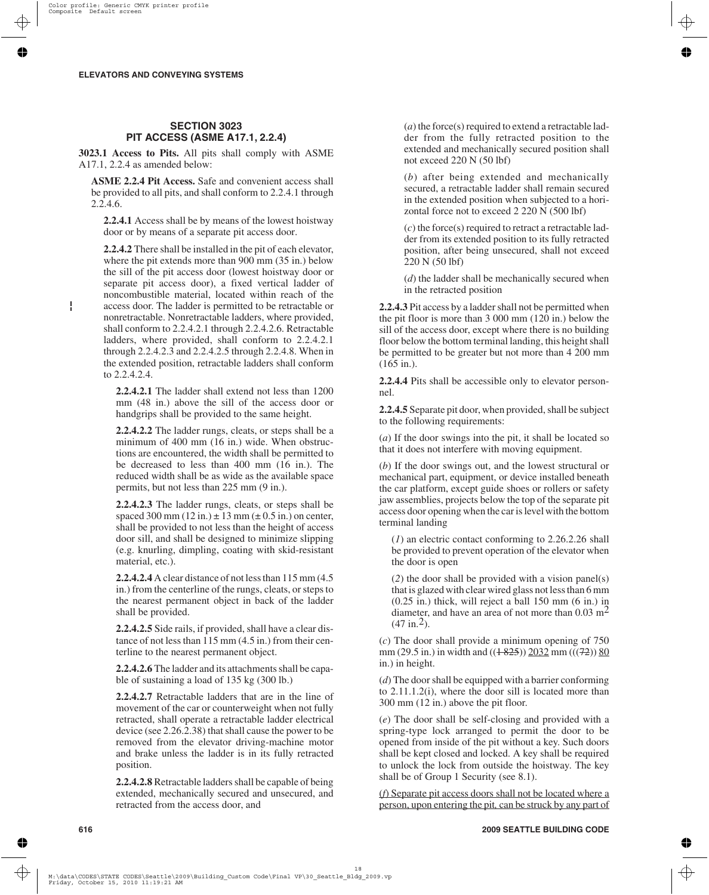## SECTION 3023
## PIT ACCESS (ASME A17.1, 2.2.4)

**3023.1 Access to Pits.** All pits shall comply with ASME A17.1, 2.2.4 as amended below:

**ASME 2.2.4 Pit Access.** Safe and convenient access shall be provided to all pits, and shall conform to 2.2.4.1 through 2.2.4.6.

**2.2.4.1** Access shall be by means of the lowest hoistway door or by means of a separate pit access door.

**2.2.4.2** There shall be installed in the pit of each elevator, where the pit extends more than 900 mm (35 in.) below the sill of the pit access door (lowest hoistway door or separate pit access door), a fixed vertical ladder of noncombustible material, located within reach of the access door. The ladder is permitted to be retractable or nonretractable. Nonretractable ladders, where provided, shall conform to 2.2.4.2.1 through 2.2.4.2.6. Retractable ladders, where provided, shall conform to 2.2.4.2.1 through 2.2.4.2.3 and 2.2.4.2.5 through 2.2.4.2.8. When in the extended position, retractable ladders shall conform to 2.2.4.2.4.

**2.2.4.2.1** The ladder shall extend not less than 1200 mm (48 in.) above the sill of the access door or handgrips shall be provided to the same height.

**2.2.4.2.2** The ladder rungs, cleats, or steps shall be a minimum of 400 mm (16 in.) wide. When obstructions are encountered, the width shall be permitted to be decreased to less than 400 mm (16 in.). The reduced width shall be as wide as the available space permits, but not less than 225 mm (9 in.).

**2.2.4.2.3** The ladder rungs, cleats, or steps shall be spaced 300 mm (12 in.) ± 13 mm (± 0.5 in.) on center, shall be provided to not less than the height of access door sill, and shall be designed to minimize slipping (e.g. knurling, dimpling, coating with skid-resistant material, etc.).

**2.2.4.2.4** A clear distance of not less than 115 mm (4.5 in.) from the centerline of the rungs, cleats, or steps to the nearest permanent object in back of the ladder shall be provided.

**2.2.4.2.5** Side rails, if provided, shall have a clear distance of not less than 115 mm (4.5 in.) from their centerline to the nearest permanent object.

**2.2.4.2.6** The ladder and its attachments shall be capable of sustaining a load of 135 kg (300 lb.)

**2.2.4.2.7** Retractable ladders that are in the line of movement of the car or counterweight when not fully retracted, shall operate a retractable ladder electrical device (see 2.26.2.38) that shall cause the power to be removed from the elevator driving-machine motor and brake unless the ladder is in its fully retracted position.

**2.2.4.2.8** Retractable ladders shall be capable of being extended, mechanically secured and unsecured, and retracted from the access door, and

(*a*) the force(s) required to extend a retractable ladder from the fully retracted position to the extended and mechanically secured position shall not exceed 220 N (50 lbf)

(*b*) after being extended and mechanically secured, a retractable ladder shall remain secured in the extended position when subjected to a horizontal force not to exceed 2 220 N (500 lbf)

(*c*) the force(s) required to retract a retractable ladder from its extended position to its fully retracted position, after being unsecured, shall not exceed 220 N (50 lbf)

(*d*) the ladder shall be mechanically secured when in the retracted position

**2.2.4.3** Pit access by a ladder shall not be permitted when the pit floor is more than 3 000 mm (120 in.) below the sill of the access door, except where there is no building floor below the bottom terminal landing, this height shall be permitted to be greater but not more than 4 200 mm (165 in.).

**2.2.4.4** Pits shall be accessible only to elevator personnel.

**2.2.4.5** Separate pit door, when provided, shall be subject to the following requirements:

(*a*) If the door swings into the pit, it shall be located so that it does not interfere with moving equipment.

(*b*) If the door swings out, and the lowest structural or mechanical part, equipment, or device installed beneath the car platform, except guide shoes or rollers or safety jaw assemblies, projects below the top of the separate pit access door opening when the car is level with the bottom terminal landing

(*1*) an electric contact conforming to 2.26.2.26 shall be provided to prevent operation of the elevator when the door is open

(*2*) the door shall be provided with a vision panel(s) that is glazed with clear wired glass not less than 6 mm (0.25 in.) thick, will reject a ball 150 mm (6 in.) in diameter, and have an area of not more than 0.03 $m^2$ (47 $in.^2$).

(*c*) The door shall provide a minimum opening of 750 mm (29.5 in.) in width and ((~~1 825~~)) <u>2032</u> mm (((~~72~~)) <u>80</u> in.) in height.

(*d*) The door shall be equipped with a barrier conforming to 2.11.1.2(i), where the door sill is located more than 300 mm (12 in.) above the pit floor.

(*e*) The door shall be self-closing and provided with a spring-type lock arranged to permit the door to be opened from inside of the pit without a key. Such doors shall be kept closed and locked. A key shall be required to unlock the lock from outside the hoistway. The key shall be of Group 1 Security (see 8.1).

<u>(*f*) Separate pit access doors shall not be located where a person, upon entering the pit, can be struck by any part of</u>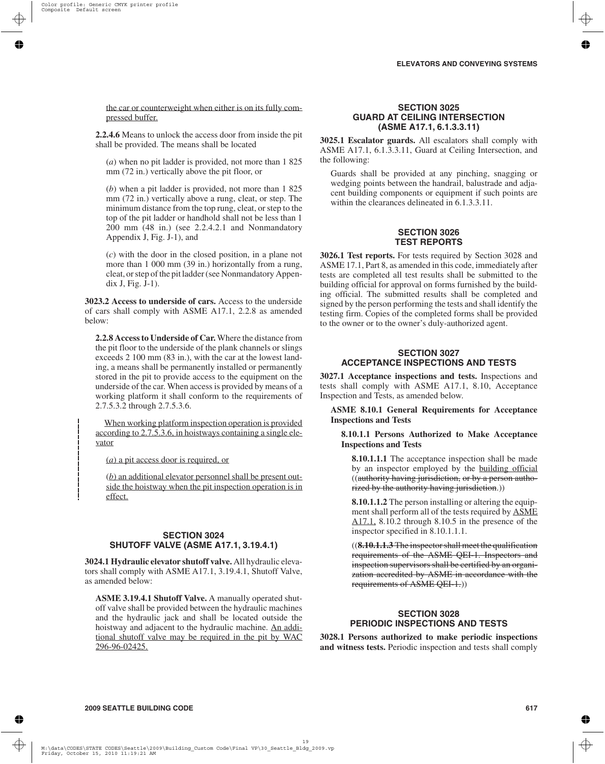the car or counterweight when either is on its fully compressed buffer.

**2.2.4.6** Means to unlock the access door from inside the pit shall be provided. The means shall be located

(*a*) when no pit ladder is provided, not more than 1 825 mm (72 in.) vertically above the pit floor, or

(*b*) when a pit ladder is provided, not more than 1 825 mm (72 in.) vertically above a rung, cleat, or step. The minimum distance from the top rung, cleat, or step to the top of the pit ladder or handhold shall not be less than 1 200 mm (48 in.) (see 2.2.4.2.1 and Nonmandatory Appendix J, Fig. J-1), and

(*c*) with the door in the closed position, in a plane not more than 1 000 mm (39 in.) horizontally from a rung, cleat, or step of the pit ladder (see Nonmandatory Appendix J, Fig. J-1).

**3023.2 Access to underside of cars.** Access to the underside of cars shall comply with ASME A17.1, 2.2.8 as amended below:

**2.2.8 Access to Underside of Car.** Where the distance from the pit floor to the underside of the plank channels or slings exceeds 2 100 mm (83 in.), with the car at the lowest landing, a means shall be permanently installed or permanently stored in the pit to provide access to the equipment on the underside of the car. When access is provided by means of a working platform it shall conform to the requirements of 2.7.5.3.2 through 2.7.5.3.6.

When working platform inspection operation is provided according to 2.7.5.3.6, in hoistways containing a single elevator

(*a*) a pit access door is required, or

(*b*) an additional elevator personnel shall be present outside the hoistway when the pit inspection operation is in effect.

## SECTION 3024 SHUTOFF VALVE (ASME A17.1, 3.19.4.1)

**3024.1 Hydraulic elevator shutoff valve.** All hydraulic elevators shall comply with ASME A17.1, 3.19.4.1, Shutoff Valve, as amended below:

**ASME 3.19.4.1 Shutoff Valve.** A manually operated shutoff valve shall be provided between the hydraulic machines and the hydraulic jack and shall be located outside the hoistway and adjacent to the hydraulic machine. An additional shutoff valve may be required in the pit by WAC 296-96-02425.

## SECTION 3025 GUARD AT CEILING INTERSECTION (ASME A17.1, 6.1.3.3.11)

**3025.1 Escalator guards.** All escalators shall comply with ASME A17.1, 6.1.3.3.11, Guard at Ceiling Intersection, and the following:

Guards shall be provided at any pinching, snagging or wedging points between the handrail, balustrade and adjacent building components or equipment if such points are within the clearances delineated in 6.1.3.3.11.

## SECTION 3026 TEST REPORTS

**3026.1 Test reports.** For tests required by Section 3028 and ASME 17.1, Part 8, as amended in this code, immediately after tests are completed all test results shall be submitted to the building official for approval on forms furnished by the building official. The submitted results shall be completed and signed by the person performing the tests and shall identify the testing firm. Copies of the completed forms shall be provided to the owner or to the owner's duly-authorized agent.

## SECTION 3027 ACCEPTANCE INSPECTIONS AND TESTS

**3027.1 Acceptance inspections and tests.** Inspections and tests shall comply with ASME A17.1, 8.10, Acceptance Inspection and Tests, as amended below.

**ASME 8.10.1 General Requirements for Acceptance Inspections and Tests**

**8.10.1.1 Persons Authorized to Make Acceptance Inspections and Tests**

**8.10.1.1.1** The acceptance inspection shall be made by an inspector employed by the building official ((~~authority having jurisdiction, or by a person authorized by the authority having jurisdiction~~.))

**8.10.1.1.2** The person installing or altering the equipment shall perform all of the tests required by ASME A17.1, 8.10.2 through 8.10.5 in the presence of the inspector specified in 8.10.1.1.1.

((~~**8.10.1.1.3** The inspector shall meet the qualification requirements of the ASME QEI-1. Inspectors and inspection supervisors shall be certified by an organization accredited by ASME in accordance with the requirements of ASME QEI-1.~~))

## SECTION 3028 PERIODIC INSPECTIONS AND TESTS

**3028.1 Persons authorized to make periodic inspections and witness tests.** Periodic inspection and tests shall comply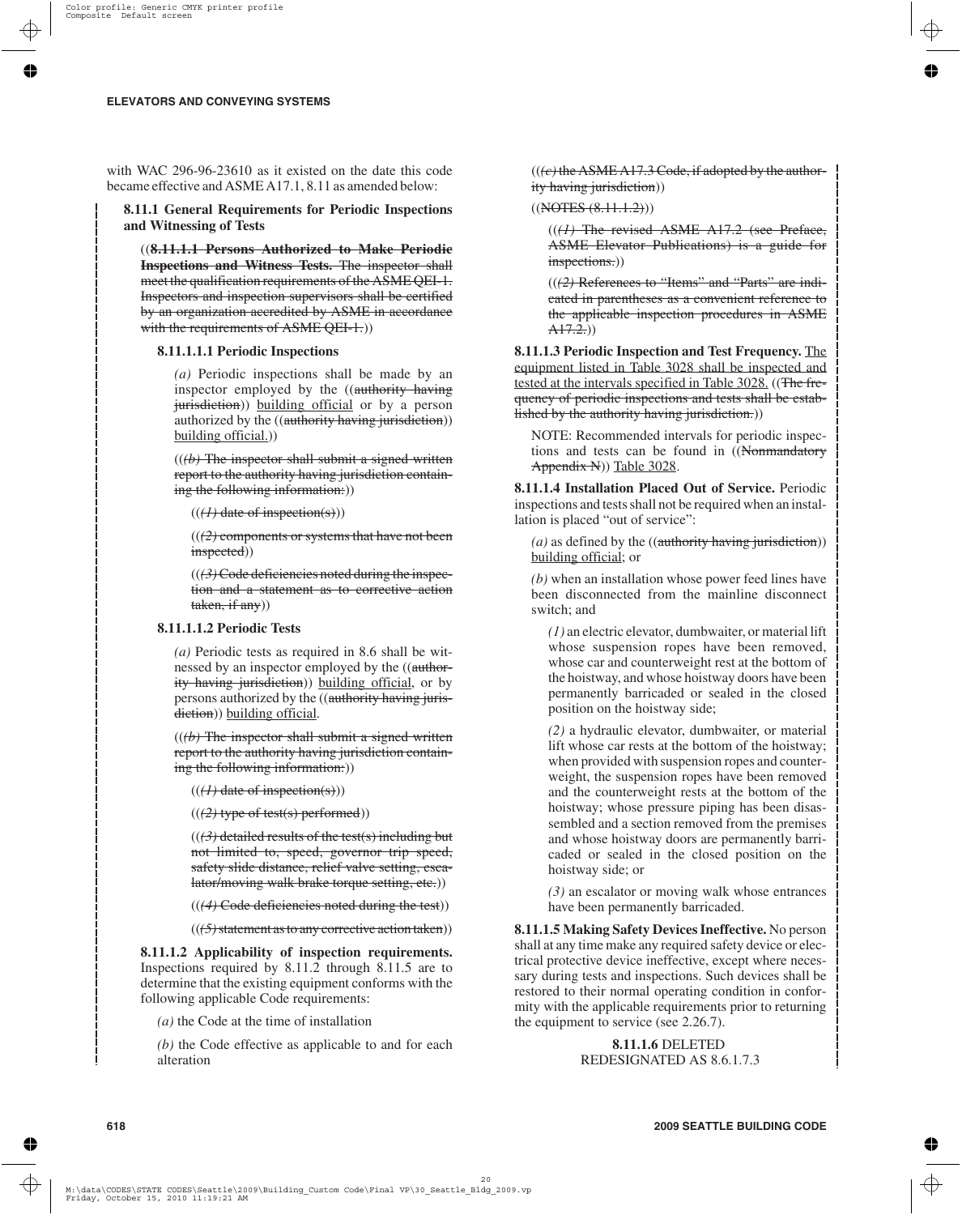with WAC 296-96-23610 as it existed on the date this code became effective and ASME A17.1, 8.11 as amended below:

**8.11.1 General Requirements for Periodic Inspections and Witnessing of Tests**

((~~**8.11.1.1 Persons Authorized to Make Periodic Inspections and Witness Tests.** The inspector shall meet the qualification requirements of the ASME QEI-1. Inspectors and inspection supervisors shall be certified by an organization accredited by ASME in accordance with the requirements of ASME QEI-1.~~))

**8.11.1.1.1 Periodic Inspections**

*(a)* Periodic inspections shall be made by an inspector employed by the ((~~authority having jurisdiction~~)) building official or by a person authorized by the ((~~authority having jurisdiction~~)) building official.))

((~~*(b)* The inspector shall submit a signed written report to the authority having jurisdiction containing the following information:~~))

((~~*(1)* date of inspection(s)~~))

((~~*(2)* components or systems that have not been inspected~~))

((~~*(3)* Code deficiencies noted during the inspection and a statement as to corrective action taken, if any~~))

**8.11.1.1.2 Periodic Tests**

*(a)* Periodic tests as required in 8.6 shall be witnessed by an inspector employed by the ((~~authority having jurisdiction~~)) building official, or by persons authorized by the ((~~authority having jurisdiction~~)) building official.

((~~*(b)* The inspector shall submit a signed written report to the authority having jurisdiction containing the following information:~~))

((~~*(1)* date of inspection(s)~~))

((~~*(2)* type of test(s) performed~~))

((~~*(3)* detailed results of the test(s) including but not limited to, speed, governor trip speed, safety slide distance, relief valve setting, escalator/moving walk brake torque setting, etc.~~))

((~~*(4)* Code deficiencies noted during the test~~))

((~~*(5)* statement as to any corrective action taken~~))

**8.11.1.2 Applicability of inspection requirements.** Inspections required by 8.11.2 through 8.11.5 are to determine that the existing equipment conforms with the following applicable Code requirements:

*(a)* the Code at the time of installation

*(b)* the Code effective as applicable to and for each alteration

((~~*(c)* the ASME A17.3 Code, if adopted by the authority having jurisdiction~~))

((~~NOTES (8.11.1.2)~~))

((~~*(1)* The revised ASME A17.2 (see Preface, ASME Elevator Publications) is a guide for inspections.~~))

((~~*(2)* References to "Items" and "Parts" are indicated in parentheses as a convenient reference to the applicable inspection procedures in ASME A17.2.~~))

**8.11.1.3 Periodic Inspection and Test Frequency.** The equipment listed in Table 3028 shall be inspected and tested at the intervals specified in Table 3028. ((~~The frequency of periodic inspections and tests shall be established by the authority having jurisdiction.~~))

NOTE: Recommended intervals for periodic inspections and tests can be found in ((~~Nonmandatory Appendix N~~)) Table 3028.

**8.11.1.4 Installation Placed Out of Service.** Periodic inspections and tests shall not be required when an installation is placed "out of service":

*(a)* as defined by the ((~~authority having jurisdiction~~)) building official; or

*(b)* when an installation whose power feed lines have been disconnected from the mainline disconnect switch; and

*(1)* an electric elevator, dumbwaiter, or material lift whose suspension ropes have been removed, whose car and counterweight rest at the bottom of the hoistway, and whose hoistway doors have been permanently barricaded or sealed in the closed position on the hoistway side;

*(2)* a hydraulic elevator, dumbwaiter, or material lift whose car rests at the bottom of the hoistway; when provided with suspension ropes and counterweight, the suspension ropes have been removed and the counterweight rests at the bottom of the hoistway; whose pressure piping has been disassembled and a section removed from the premises and whose hoistway doors are permanently barricaded or sealed in the closed position on the hoistway side; or

*(3)* an escalator or moving walk whose entrances have been permanently barricaded.

**8.11.1.5 Making Safety Devices Ineffective.** No person shall at any time make any required safety device or electrical protective device ineffective, except where necessary during tests and inspections. Such devices shall be restored to their normal operating condition in conformity with the applicable requirements prior to returning the equipment to service (see 2.26.7).

**8.11.1.6** DELETED
REDESIGNATED AS 8.6.1.7.3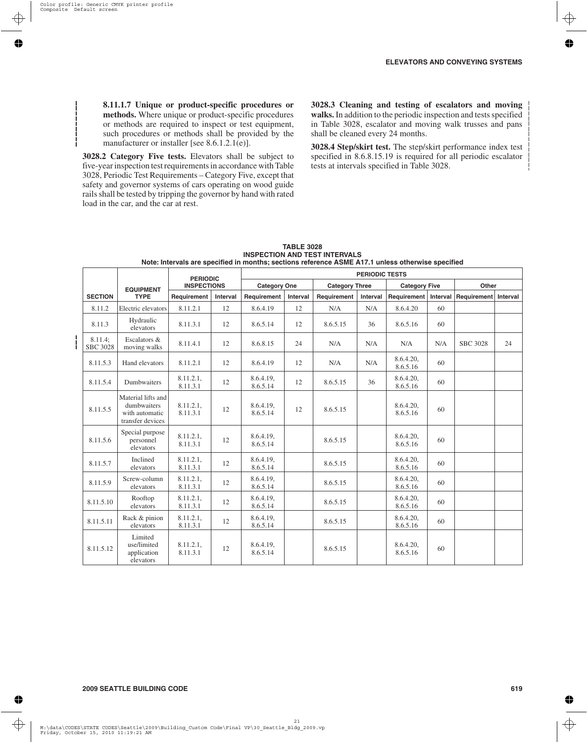**8.11.1.7 Unique or product-specific procedures or methods.** Where unique or product-specific procedures or methods are required to inspect or test equipment, such procedures or methods shall be provided by the manufacturer or installer [see 8.6.1.2.1(e)].

**3028.2 Category Five tests.** Elevators shall be subject to five-year inspection test requirements in accordance with Table 3028, Periodic Test Requirements – Category Five, except that safety and governor systems of cars operating on wood guide rails shall be tested by tripping the governor by hand with rated load in the car, and the car at rest.

**3028.3 Cleaning and testing of escalators and moving walks.** In addition to the periodic inspection and tests specified in Table 3028, escalator and moving walk trusses and pans shall be cleaned every 24 months.

**3028.4 Step/skirt test.** The step/skirt performance index test specified in 8.6.8.15.19 is required for all periodic escalator tests at intervals specified in Table 3028.

**TABLE 3028**
**INSPECTION AND TEST INTERVALS**
**Note: Intervals are specified in months; sections reference ASME A17.1 unless otherwise specified**

| SECTION | EQUIPMENT TYPE | PERIODIC INSPECTIONS | | PERIODIC TESTS | | | | | | | |
|---|---|---|---|---|---|---|---|---|---|---|---|
| | | | | Category One | | Category Three | | Category Five | | Other | |
| | | Requirement | Interval | Requirement | Interval | Requirement | Interval | Requirement | Interval | Requirement | Interval |
| 8.11.2 | Electric elevators | 8.11.2.1 | 12 | 8.6.4.19 | 12 | N/A | N/A | 8.6.4.20 | 60 | | |
| 8.11.3 | Hydraulic elevators | 8.11.3.1 | 12 | 8.6.5.14 | 12 | 8.6.5.15 | 36 | 8.6.5.16 | 60 | | |
| 8.11.4; SBC 3028 | Escalators & moving walks | 8.11.4.1 | 12 | 8.6.8.15 | 24 | N/A | N/A | N/A | N/A | SBC 3028 | 24 |
| 8.11.5.3 | Hand elevators | 8.11.2.1 | 12 | 8.6.4.19 | 12 | N/A | N/A | 8.6.4.20, 8.6.5.16 | 60 | | |
| 8.11.5.4 | Dumbwaiters | 8.11.2.1, 8.11.3.1 | 12 | 8.6.4.19, 8.6.5.14 | 12 | 8.6.5.15 | 36 | 8.6.4.20, 8.6.5.16 | 60 | | |
| 8.11.5.5 | Material lifts and dumbwaiters with automatic transfer devices | 8.11.2.1, 8.11.3.1 | 12 | 8.6.4.19, 8.6.5.14 | 12 | 8.6.5.15 | | 8.6.4.20, 8.6.5.16 | 60 | | |
| 8.11.5.6 | Special purpose personnel elevators | 8.11.2.1, 8.11.3.1 | 12 | 8.6.4.19, 8.6.5.14 | | 8.6.5.15 | | 8.6.4.20, 8.6.5.16 | 60 | | |
| 8.11.5.7 | Inclined elevators | 8.11.2.1, 8.11.3.1 | 12 | 8.6.4.19, 8.6.5.14 | | 8.6.5.15 | | 8.6.4.20, 8.6.5.16 | 60 | | |
| 8.11.5.9 | Screw-column elevators | 8.11.2.1, 8.11.3.1 | 12 | 8.6.4.19, 8.6.5.14 | | 8.6.5.15 | | 8.6.4.20, 8.6.5.16 | 60 | | |
| 8.11.5.10 | Rooftop elevators | 8.11.2.1, 8.11.3.1 | 12 | 8.6.4.19, 8.6.5.14 | | 8.6.5.15 | | 8.6.4.20, 8.6.5.16 | 60 | | |
| 8.11.5.11 | Rack & pinion elevators | 8.11.2.1, 8.11.3.1 | 12 | 8.6.4.19, 8.6.5.14 | | 8.6.5.15 | | 8.6.4.20, 8.6.5.16 | 60 | | |
| 8.11.5.12 | Limited use/limited application elevators | 8.11.2.1, 8.11.3.1 | 12 | 8.6.4.19, 8.6.5.14 | | 8.6.5.15 | | 8.6.4.20, 8.6.5.16 | 60 | | |